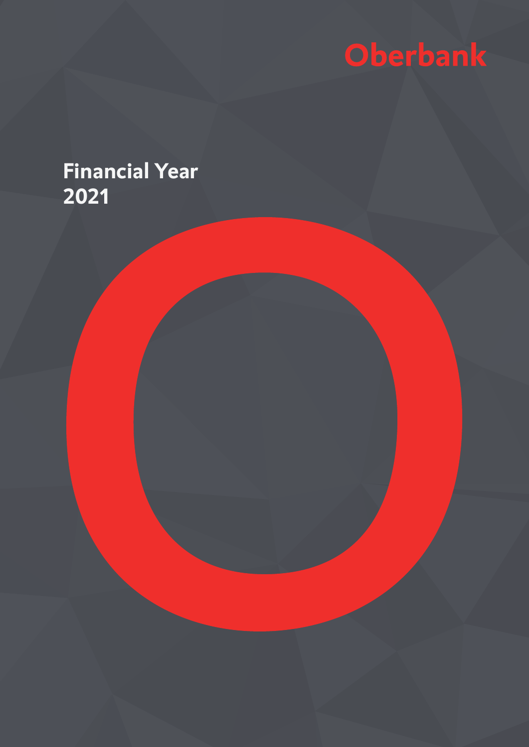Oberbank

# Financial Year 2021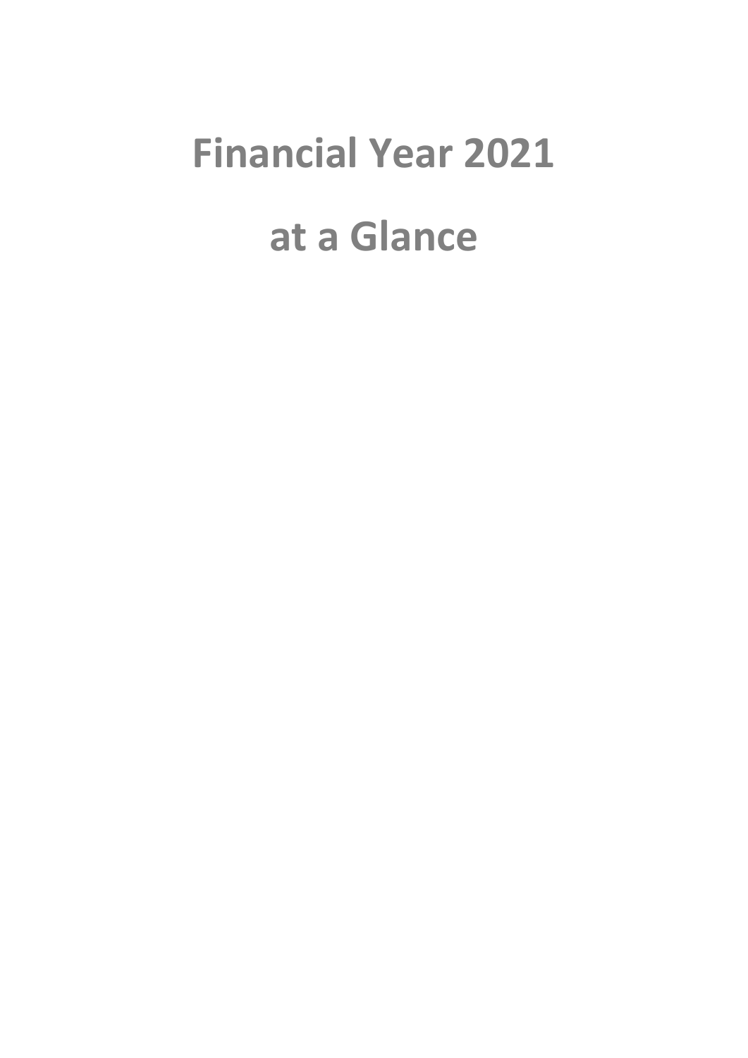# Financial Year 2021

# at a Glance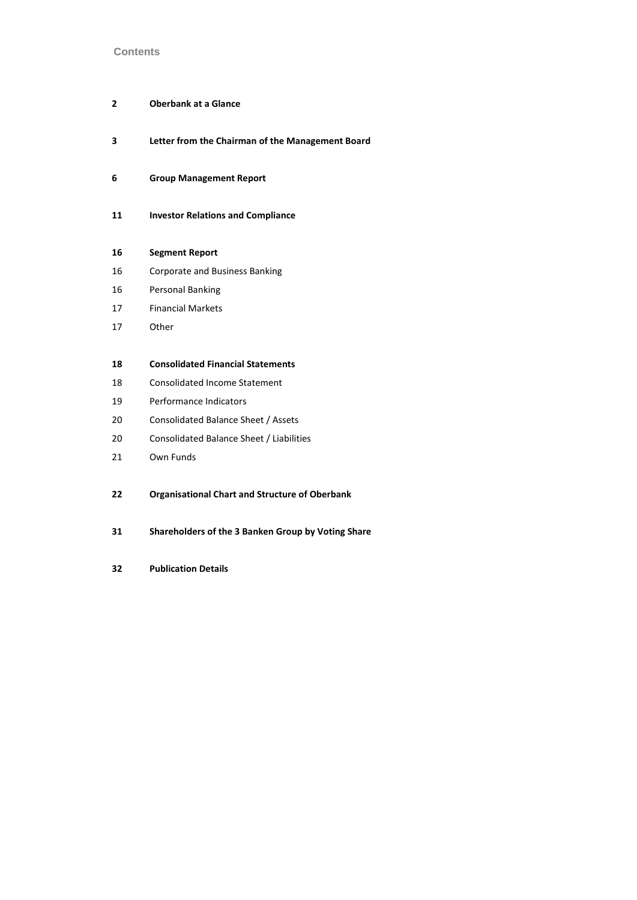# Contents

| | |
|---|---|
| **2** | **Oberbank at a Glance** |
| **3** | **Letter from the Chairman of the Management Board** |
| **6** | **Group Management Report** |
| **11** | **Investor Relations and Compliance** |
| **16** | **Segment Report** |
| 16 | Corporate and Business Banking |
| 16 | Personal Banking |
| 17 | Financial Markets |
| 17 | Other |
| **18** | **Consolidated Financial Statements** |
| 18 | Consolidated Income Statement |
| 19 | Performance Indicators |
| 20 | Consolidated Balance Sheet / Assets |
| 20 | Consolidated Balance Sheet / Liabilities |
| 21 | Own Funds |
| **22** | **Organisational Chart and Structure of Oberbank** |
| **31** | **Shareholders of the 3 Banken Group by Voting Share** |
| **32** | **Publication Details** |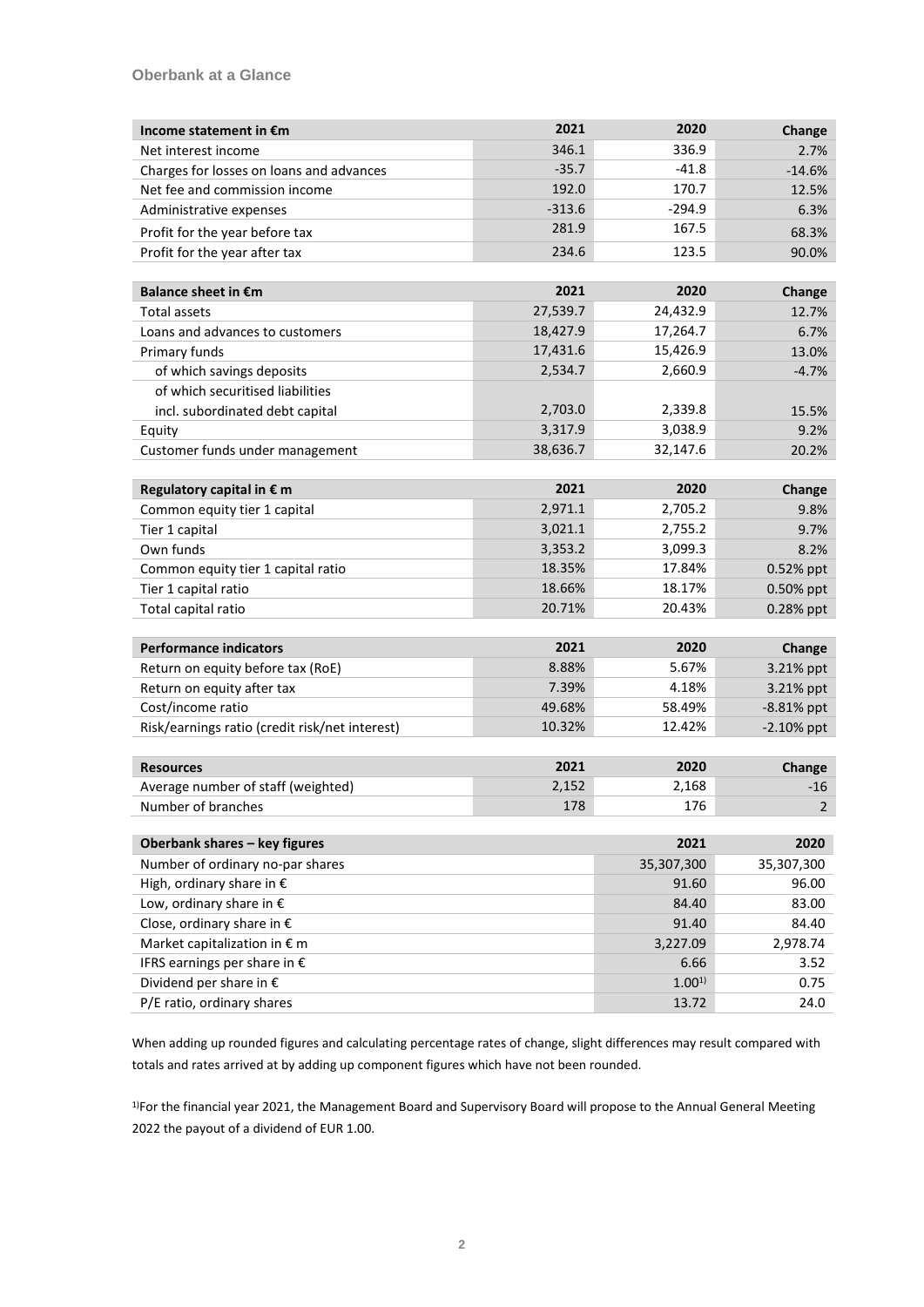## Oberbank at a Glance

| Income statement in €m | 2021 | 2020 | Change |
|---|---|---|---|
| Net interest income | 346.1 | 336.9 | 2.7% |
| Charges for losses on loans and advances | -35.7 | -41.8 | -14.6% |
| Net fee and commission income | 192.0 | 170.7 | 12.5% |
| Administrative expenses | -313.6 | -294.9 | 6.3% |
| Profit for the year before tax | 281.9 | 167.5 | 68.3% |
| Profit for the year after tax | 234.6 | 123.5 | 90.0% |

| Balance sheet in €m | 2021 | 2020 | Change |
|---|---|---|---|
| Total assets | 27,539.7 | 24,432.9 | 12.7% |
| Loans and advances to customers | 18,427.9 | 17,264.7 | 6.7% |
| Primary funds | 17,431.6 | 15,426.9 | 13.0% |
| of which savings deposits | 2,534.7 | 2,660.9 | -4.7% |
| of which securitised liabilities incl. subordinated debt capital | 2,703.0 | 2,339.8 | 15.5% |
| Equity | 3,317.9 | 3,038.9 | 9.2% |
| Customer funds under management | 38,636.7 | 32,147.6 | 20.2% |

| Regulatory capital in € m | 2021 | 2020 | Change |
|---|---|---|---|
| Common equity tier 1 capital | 2,971.1 | 2,705.2 | 9.8% |
| Tier 1 capital | 3,021.1 | 2,755.2 | 9.7% |
| Own funds | 3,353.2 | 3,099.3 | 8.2% |
| Common equity tier 1 capital ratio | 18.35% | 17.84% | 0.52% ppt |
| Tier 1 capital ratio | 18.66% | 18.17% | 0.50% ppt |
| Total capital ratio | 20.71% | 20.43% | 0.28% ppt |

| Performance indicators | 2021 | 2020 | Change |
|---|---|---|---|
| Return on equity before tax (RoE) | 8.88% | 5.67% | 3.21% ppt |
| Return on equity after tax | 7.39% | 4.18% | 3.21% ppt |
| Cost/income ratio | 49.68% | 58.49% | -8.81% ppt |
| Risk/earnings ratio (credit risk/net interest) | 10.32% | 12.42% | -2.10% ppt |

| Resources | 2021 | 2020 | Change |
|---|---|---|---|
| Average number of staff (weighted) | 2,152 | 2,168 | -16 |
| Number of branches | 178 | 176 | 2 |

| Oberbank shares – key figures | 2021 | 2020 |
|---|---|---|
| Number of ordinary no-par shares | 35,307,300 | 35,307,300 |
| High, ordinary share in € | 91.60 | 96.00 |
| Low, ordinary share in € | 84.40 | 83.00 |
| Close, ordinary share in € | 91.40 | 84.40 |
| Market capitalization in € m | 3,227.09 | 2,978.74 |
| IFRS earnings per share in € | 6.66 | 3.52 |
| Dividend per share in € | 1.00[1)] | 0.75 |
| P/E ratio, ordinary shares | 13.72 | 24.0 |

When adding up rounded figures and calculating percentage rates of change, slight differences may result compared with totals and rates arrived at by adding up component figures which have not been rounded.

[1)]For the financial year 2021, the Management Board and Supervisory Board will propose to the Annual General Meeting 2022 the payout of a dividend of EUR 1.00.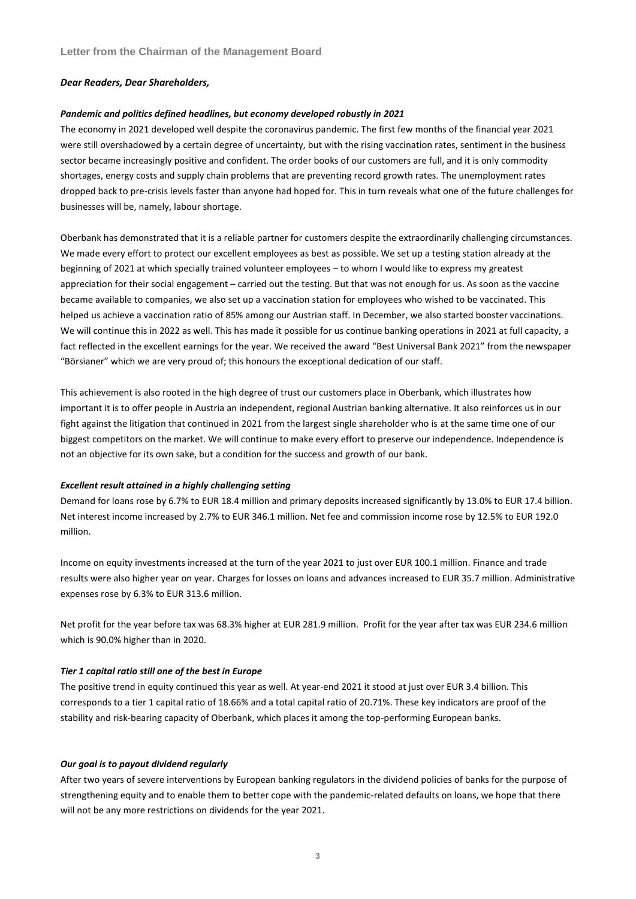## Letter from the Chairman of the Management Board

***Dear Readers, Dear Shareholders,***

***Pandemic and politics defined headlines, but economy developed robustly in 2021***

The economy in 2021 developed well despite the coronavirus pandemic. The first few months of the financial year 2021 were still overshadowed by a certain degree of uncertainty, but with the rising vaccination rates, sentiment in the business sector became increasingly positive and confident. The order books of our customers are full, and it is only commodity shortages, energy costs and supply chain problems that are preventing record growth rates. The unemployment rates dropped back to pre-crisis levels faster than anyone had hoped for. This in turn reveals what one of the future challenges for businesses will be, namely, labour shortage.

Oberbank has demonstrated that it is a reliable partner for customers despite the extraordinarily challenging circumstances. We made every effort to protect our excellent employees as best as possible. We set up a testing station already at the beginning of 2021 at which specially trained volunteer employees – to whom I would like to express my greatest appreciation for their social engagement – carried out the testing. But that was not enough for us. As soon as the vaccine became available to companies, we also set up a vaccination station for employees who wished to be vaccinated. This helped us achieve a vaccination ratio of 85% among our Austrian staff. In December, we also started booster vaccinations. We will continue this in 2022 as well. This has made it possible for us continue banking operations in 2021 at full capacity, a fact reflected in the excellent earnings for the year. We received the award "Best Universal Bank 2021" from the newspaper "Börsianer" which we are very proud of; this honours the exceptional dedication of our staff.

This achievement is also rooted in the high degree of trust our customers place in Oberbank, which illustrates how important it is to offer people in Austria an independent, regional Austrian banking alternative. It also reinforces us in our fight against the litigation that continued in 2021 from the largest single shareholder who is at the same time one of our biggest competitors on the market. We will continue to make every effort to preserve our independence. Independence is not an objective for its own sake, but a condition for the success and growth of our bank.

***Excellent result attained in a highly challenging setting***

Demand for loans rose by 6.7% to EUR 18.4 million and primary deposits increased significantly by 13.0% to EUR 17.4 billion. Net interest income increased by 2.7% to EUR 346.1 million. Net fee and commission income rose by 12.5% to EUR 192.0 million.

Income on equity investments increased at the turn of the year 2021 to just over EUR 100.1 million. Finance and trade results were also higher year on year. Charges for losses on loans and advances increased to EUR 35.7 million. Administrative expenses rose by 6.3% to EUR 313.6 million.

Net profit for the year before tax was 68.3% higher at EUR 281.9 million. Profit for the year after tax was EUR 234.6 million which is 90.0% higher than in 2020.

***Tier 1 capital ratio still one of the best in Europe***

The positive trend in equity continued this year as well. At year-end 2021 it stood at just over EUR 3.4 billion. This corresponds to a tier 1 capital ratio of 18.66% and a total capital ratio of 20.71%. These key indicators are proof of the stability and risk-bearing capacity of Oberbank, which places it among the top-performing European banks.

***Our goal is to payout dividend regularly***

After two years of severe interventions by European banking regulators in the dividend policies of banks for the purpose of strengthening equity and to enable them to better cope with the pandemic-related defaults on loans, we hope that there will not be any more restrictions on dividends for the year 2021.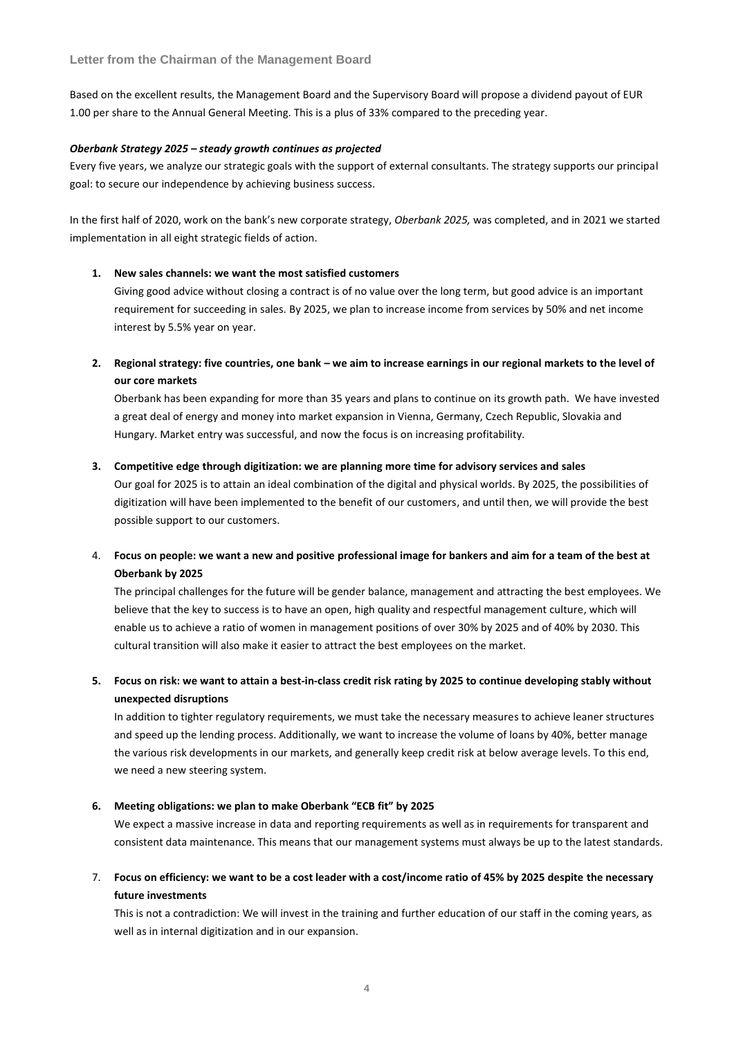## Letter from the Chairman of the Management Board

Based on the excellent results, the Management Board and the Supervisory Board will propose a dividend payout of EUR 1.00 per share to the Annual General Meeting. This is a plus of 33% compared to the preceding year.

***Oberbank Strategy 2025 – steady growth continues as projected***

Every five years, we analyze our strategic goals with the support of external consultants. The strategy supports our principal goal: to secure our independence by achieving business success.

In the first half of 2020, work on the bank's new corporate strategy, *Oberbank 2025,* was completed, and in 2021 we started implementation in all eight strategic fields of action.

1. **New sales channels: we want the most satisfied customers**
   Giving good advice without closing a contract is of no value over the long term, but good advice is an important requirement for succeeding in sales. By 2025, we plan to increase income from services by 50% and net income interest by 5.5% year on year.

2. **Regional strategy: five countries, one bank – we aim to increase earnings in our regional markets to the level of our core markets**
   Oberbank has been expanding for more than 35 years and plans to continue on its growth path. We have invested a great deal of energy and money into market expansion in Vienna, Germany, Czech Republic, Slovakia and Hungary. Market entry was successful, and now the focus is on increasing profitability.

3. **Competitive edge through digitization: we are planning more time for advisory services and sales**
   Our goal for 2025 is to attain an ideal combination of the digital and physical worlds. By 2025, the possibilities of digitization will have been implemented to the benefit of our customers, and until then, we will provide the best possible support to our customers.

4. **Focus on people: we want a new and positive professional image for bankers and aim for a team of the best at Oberbank by 2025**
   The principal challenges for the future will be gender balance, management and attracting the best employees. We believe that the key to success is to have an open, high quality and respectful management culture, which will enable us to achieve a ratio of women in management positions of over 30% by 2025 and of 40% by 2030. This cultural transition will also make it easier to attract the best employees on the market.

5. **Focus on risk: we want to attain a best-in-class credit risk rating by 2025 to continue developing stably without unexpected disruptions**
   In addition to tighter regulatory requirements, we must take the necessary measures to achieve leaner structures and speed up the lending process. Additionally, we want to increase the volume of loans by 40%, better manage the various risk developments in our markets, and generally keep credit risk at below average levels. To this end, we need a new steering system.

6. **Meeting obligations: we plan to make Oberbank "ECB fit" by 2025**
   We expect a massive increase in data and reporting requirements as well as in requirements for transparent and consistent data maintenance. This means that our management systems must always be up to the latest standards.

7. **Focus on efficiency: we want to be a cost leader with a cost/income ratio of 45% by 2025 despite the necessary future investments**
   This is not a contradiction: We will invest in the training and further education of our staff in the coming years, as well as in internal digitization and in our expansion.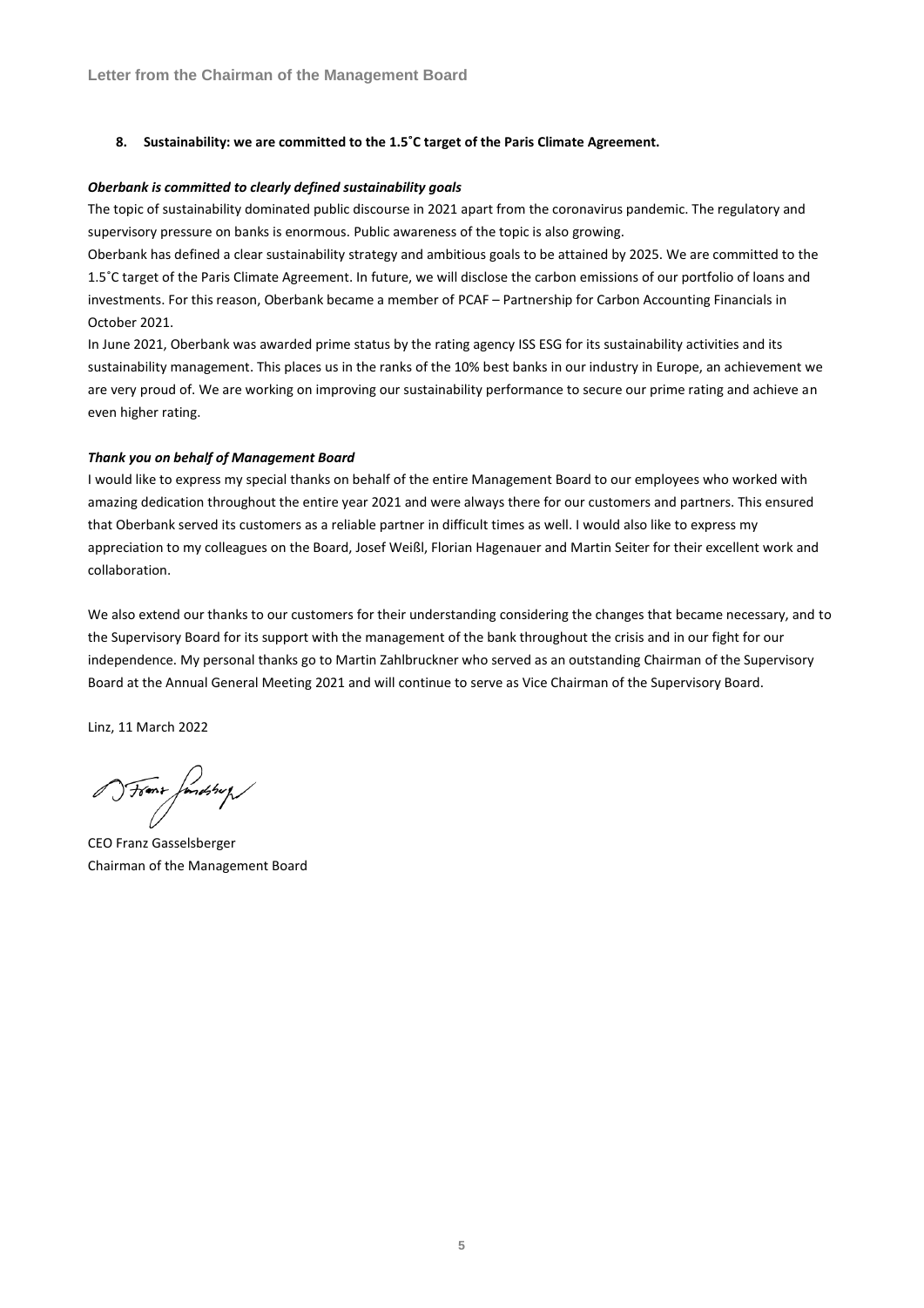### 8. Sustainability: we are committed to the 1.5˚C target of the Paris Climate Agreement.

***Oberbank is committed to clearly defined sustainability goals***

The topic of sustainability dominated public discourse in 2021 apart from the coronavirus pandemic. The regulatory and supervisory pressure on banks is enormous. Public awareness of the topic is also growing.

Oberbank has defined a clear sustainability strategy and ambitious goals to be attained by 2025. We are committed to the 1.5˚C target of the Paris Climate Agreement. In future, we will disclose the carbon emissions of our portfolio of loans and investments. For this reason, Oberbank became a member of PCAF – Partnership for Carbon Accounting Financials in October 2021.

In June 2021, Oberbank was awarded prime status by the rating agency ISS ESG for its sustainability activities and its sustainability management. This places us in the ranks of the 10% best banks in our industry in Europe, an achievement we are very proud of. We are working on improving our sustainability performance to secure our prime rating and achieve an even higher rating.

***Thank you on behalf of Management Board***

I would like to express my special thanks on behalf of the entire Management Board to our employees who worked with amazing dedication throughout the entire year 2021 and were always there for our customers and partners. This ensured that Oberbank served its customers as a reliable partner in difficult times as well. I would also like to express my appreciation to my colleagues on the Board, Josef Weißl, Florian Hagenauer and Martin Seiter for their excellent work and collaboration.

We also extend our thanks to our customers for their understanding considering the changes that became necessary, and to the Supervisory Board for its support with the management of the bank throughout the crisis and in our fight for our independence. My personal thanks go to Martin Zahlbruckner who served as an outstanding Chairman of the Supervisory Board at the Annual General Meeting 2021 and will continue to serve as Vice Chairman of the Supervisory Board.

Linz, 11 March 2022

CEO Franz Gasselsberger
Chairman of the Management Board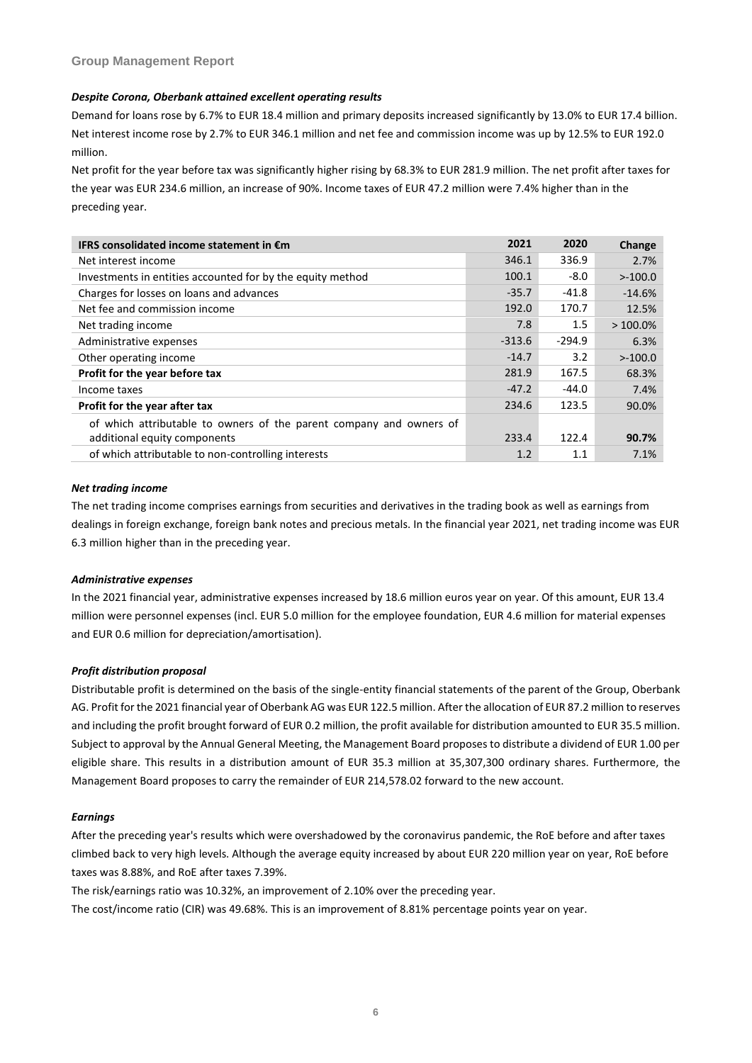## Group Management Report

### *Despite Corona, Oberbank attained excellent operating results*

Demand for loans rose by 6.7% to EUR 18.4 million and primary deposits increased significantly by 13.0% to EUR 17.4 billion. Net interest income rose by 2.7% to EUR 346.1 million and net fee and commission income was up by 12.5% to EUR 192.0 million.

Net profit for the year before tax was significantly higher rising by 68.3% to EUR 281.9 million. The net profit after taxes for the year was EUR 234.6 million, an increase of 90%. Income taxes of EUR 47.2 million were 7.4% higher than in the preceding year.

| IFRS consolidated income statement in €m | 2021 | 2020 | Change |
|---|---|---|---|
| Net interest income | 346.1 | 336.9 | 2.7% |
| Investments in entities accounted for by the equity method | 100.1 | -8.0 | >-100.0 |
| Charges for losses on loans and advances | -35.7 | -41.8 | -14.6% |
| Net fee and commission income | 192.0 | 170.7 | 12.5% |
| Net trading income | 7.8 | 1.5 | > 100.0% |
| Administrative expenses | -313.6 | -294.9 | 6.3% |
| Other operating income | -14.7 | 3.2 | >-100.0 |
| **Profit for the year before tax** | 281.9 | 167.5 | 68.3% |
| Income taxes | -47.2 | -44.0 | 7.4% |
| **Profit for the year after tax** | 234.6 | 123.5 | 90.0% |
| of which attributable to owners of the parent company and owners of additional equity components | 233.4 | 122.4 | **90.7%** |
| of which attributable to non-controlling interests | 1.2 | 1.1 | 7.1% |

### *Net trading income*

The net trading income comprises earnings from securities and derivatives in the trading book as well as earnings from dealings in foreign exchange, foreign bank notes and precious metals. In the financial year 2021, net trading income was EUR 6.3 million higher than in the preceding year.

### *Administrative expenses*

In the 2021 financial year, administrative expenses increased by 18.6 million euros year on year. Of this amount, EUR 13.4 million were personnel expenses (incl. EUR 5.0 million for the employee foundation, EUR 4.6 million for material expenses and EUR 0.6 million for depreciation/amortisation).

### *Profit distribution proposal*

Distributable profit is determined on the basis of the single-entity financial statements of the parent of the Group, Oberbank AG. Profit for the 2021 financial year of Oberbank AG was EUR 122.5 million. After the allocation of EUR 87.2 million to reserves and including the profit brought forward of EUR 0.2 million, the profit available for distribution amounted to EUR 35.5 million. Subject to approval by the Annual General Meeting, the Management Board proposes to distribute a dividend of EUR 1.00 per eligible share. This results in a distribution amount of EUR 35.3 million at 35,307,300 ordinary shares. Furthermore, the Management Board proposes to carry the remainder of EUR 214,578.02 forward to the new account.

### *Earnings*

After the preceding year's results which were overshadowed by the coronavirus pandemic, the RoE before and after taxes climbed back to very high levels. Although the average equity increased by about EUR 220 million year on year, RoE before taxes was 8.88%, and RoE after taxes 7.39%.

The risk/earnings ratio was 10.32%, an improvement of 2.10% over the preceding year.

The cost/income ratio (CIR) was 49.68%. This is an improvement of 8.81% percentage points year on year.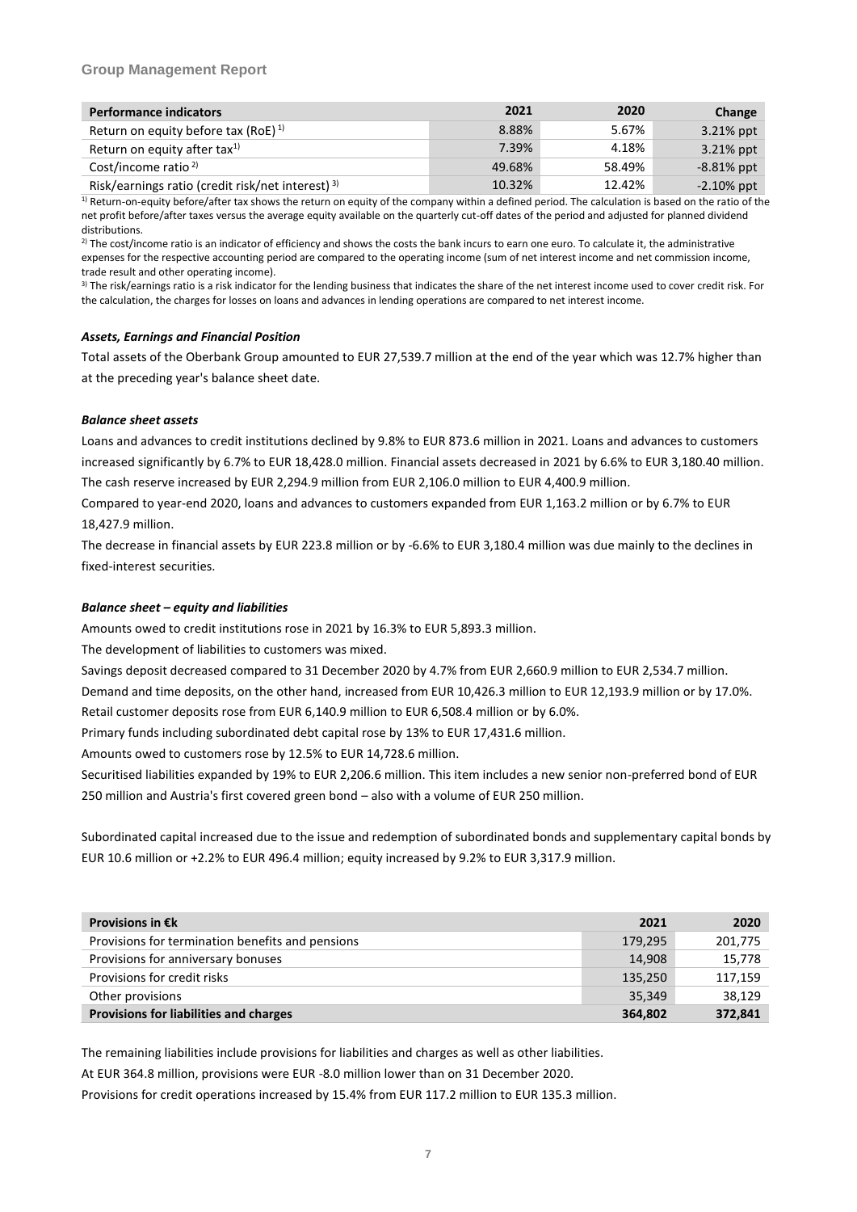| Performance indicators | 2021 | 2020 | Change |
|---|---|---|---|
| Return on equity before tax (RoE) [1] | 8.88% | 5.67% | 3.21% ppt |
| Return on equity after tax[1] | 7.39% | 4.18% | 3.21% ppt |
| Cost/income ratio [2] | 49.68% | 58.49% | -8.81% ppt |
| Risk/earnings ratio (credit risk/net interest) [3] | 10.32% | 12.42% | -2.10% ppt |

[1] Return-on-equity before/after tax shows the return on equity of the company within a defined period. The calculation is based on the ratio of the net profit before/after taxes versus the average equity available on the quarterly cut-off dates of the period and adjusted for planned dividend distributions.

[2] The cost/income ratio is an indicator of efficiency and shows the costs the bank incurs to earn one euro. To calculate it, the administrative expenses for the respective accounting period are compared to the operating income (sum of net interest income and net commission income, trade result and other operating income).

[3] The risk/earnings ratio is a risk indicator for the lending business that indicates the share of the net interest income used to cover credit risk. For the calculation, the charges for losses on loans and advances in lending operations are compared to net interest income.

### *Assets, Earnings and Financial Position*

Total assets of the Oberbank Group amounted to EUR 27,539.7 million at the end of the year which was 12.7% higher than at the preceding year's balance sheet date.

### *Balance sheet assets*

Loans and advances to credit institutions declined by 9.8% to EUR 873.6 million in 2021. Loans and advances to customers increased significantly by 6.7% to EUR 18,428.0 million. Financial assets decreased in 2021 by 6.6% to EUR 3,180.40 million. The cash reserve increased by EUR 2,294.9 million from EUR 2,106.0 million to EUR 4,400.9 million.

Compared to year-end 2020, loans and advances to customers expanded from EUR 1,163.2 million or by 6.7% to EUR 18,427.9 million.

The decrease in financial assets by EUR 223.8 million or by -6.6% to EUR 3,180.4 million was due mainly to the declines in fixed-interest securities.

### *Balance sheet – equity and liabilities*

Amounts owed to credit institutions rose in 2021 by 16.3% to EUR 5,893.3 million.

The development of liabilities to customers was mixed.

Savings deposit decreased compared to 31 December 2020 by 4.7% from EUR 2,660.9 million to EUR 2,534.7 million.

Demand and time deposits, on the other hand, increased from EUR 10,426.3 million to EUR 12,193.9 million or by 17.0%.

Retail customer deposits rose from EUR 6,140.9 million to EUR 6,508.4 million or by 6.0%.

Primary funds including subordinated debt capital rose by 13% to EUR 17,431.6 million.

Amounts owed to customers rose by 12.5% to EUR 14,728.6 million.

Securitised liabilities expanded by 19% to EUR 2,206.6 million. This item includes a new senior non-preferred bond of EUR 250 million and Austria's first covered green bond – also with a volume of EUR 250 million.

Subordinated capital increased due to the issue and redemption of subordinated bonds and supplementary capital bonds by EUR 10.6 million or +2.2% to EUR 496.4 million; equity increased by 9.2% to EUR 3,317.9 million.

| Provisions in €k | 2021 | 2020 |
|---|---|---|
| Provisions for termination benefits and pensions | 179,295 | 201,775 |
| Provisions for anniversary bonuses | 14,908 | 15,778 |
| Provisions for credit risks | 135,250 | 117,159 |
| Other provisions | 35,349 | 38,129 |
| **Provisions for liabilities and charges** | **364,802** | **372,841** |

The remaining liabilities include provisions for liabilities and charges as well as other liabilities.

At EUR 364.8 million, provisions were EUR -8.0 million lower than on 31 December 2020.

Provisions for credit operations increased by 15.4% from EUR 117.2 million to EUR 135.3 million.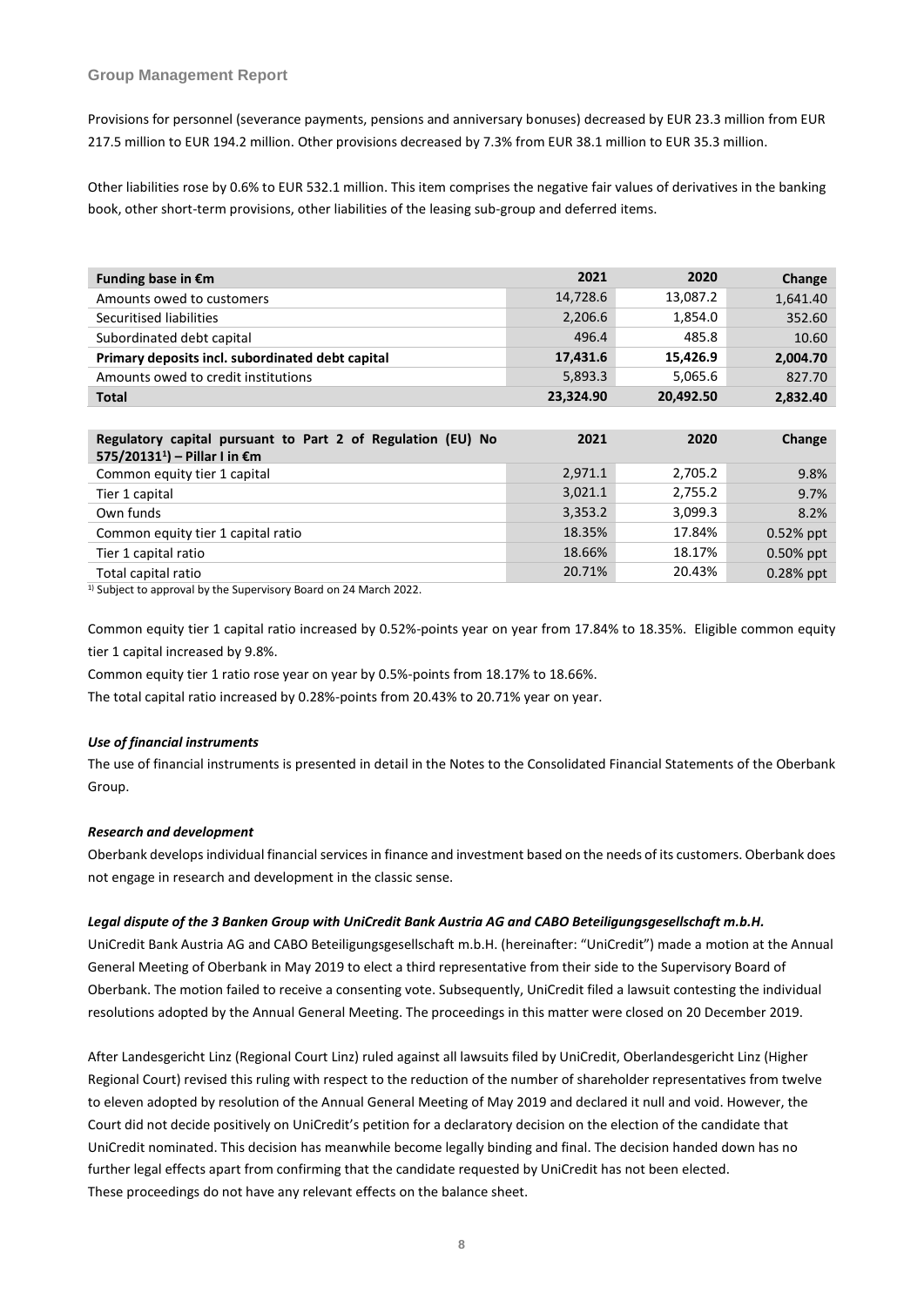Provisions for personnel (severance payments, pensions and anniversary bonuses) decreased by EUR 23.3 million from EUR 217.5 million to EUR 194.2 million. Other provisions decreased by 7.3% from EUR 38.1 million to EUR 35.3 million.

Other liabilities rose by 0.6% to EUR 532.1 million. This item comprises the negative fair values of derivatives in the banking book, other short-term provisions, other liabilities of the leasing sub-group and deferred items.

| Funding base in €m | 2021 | 2020 | Change |
|---|---|---|---|
| Amounts owed to customers | 14,728.6 | 13,087.2 | 1,641.40 |
| Securitised liabilities | 2,206.6 | 1,854.0 | 352.60 |
| Subordinated debt capital | 496.4 | 485.8 | 10.60 |
| **Primary deposits incl. subordinated debt capital** | **17,431.6** | **15,426.9** | **2,004.70** |
| Amounts owed to credit institutions | 5,893.3 | 5,065.6 | 827.70 |
| **Total** | **23,324.90** | **20,492.50** | **2,832.40** |

| Regulatory capital pursuant to Part 2 of Regulation (EU) No 575/2013[1]) – Pillar I in €m | 2021 | 2020 | Change |
|---|---|---|---|
| Common equity tier 1 capital | 2,971.1 | 2,705.2 | 9.8% |
| Tier 1 capital | 3,021.1 | 2,755.2 | 9.7% |
| Own funds | 3,353.2 | 3,099.3 | 8.2% |
| Common equity tier 1 capital ratio | 18.35% | 17.84% | 0.52% ppt |
| Tier 1 capital ratio | 18.66% | 18.17% | 0.50% ppt |
| Total capital ratio | 20.71% | 20.43% | 0.28% ppt |

[1]) Subject to approval by the Supervisory Board on 24 March 2022.

Common equity tier 1 capital ratio increased by 0.52%-points year on year from 17.84% to 18.35%. Eligible common equity tier 1 capital increased by 9.8%.

Common equity tier 1 ratio rose year on year by 0.5%-points from 18.17% to 18.66%.

The total capital ratio increased by 0.28%-points from 20.43% to 20.71% year on year.

***Use of financial instruments***

The use of financial instruments is presented in detail in the Notes to the Consolidated Financial Statements of the Oberbank Group.

***Research and development***

Oberbank develops individual financial services in finance and investment based on the needs of its customers. Oberbank does not engage in research and development in the classic sense.

***Legal dispute of the 3 Banken Group with UniCredit Bank Austria AG and CABO Beteiligungsgesellschaft m.b.H.***

UniCredit Bank Austria AG and CABO Beteiligungsgesellschaft m.b.H. (hereinafter: "UniCredit") made a motion at the Annual General Meeting of Oberbank in May 2019 to elect a third representative from their side to the Supervisory Board of Oberbank. The motion failed to receive a consenting vote. Subsequently, UniCredit filed a lawsuit contesting the individual resolutions adopted by the Annual General Meeting. The proceedings in this matter were closed on 20 December 2019.

After Landesgericht Linz (Regional Court Linz) ruled against all lawsuits filed by UniCredit, Oberlandesgericht Linz (Higher Regional Court) revised this ruling with respect to the reduction of the number of shareholder representatives from twelve to eleven adopted by resolution of the Annual General Meeting of May 2019 and declared it null and void. However, the Court did not decide positively on UniCredit's petition for a declaratory decision on the election of the candidate that UniCredit nominated. This decision has meanwhile become legally binding and final. The decision handed down has no further legal effects apart from confirming that the candidate requested by UniCredit has not been elected.
These proceedings do not have any relevant effects on the balance sheet.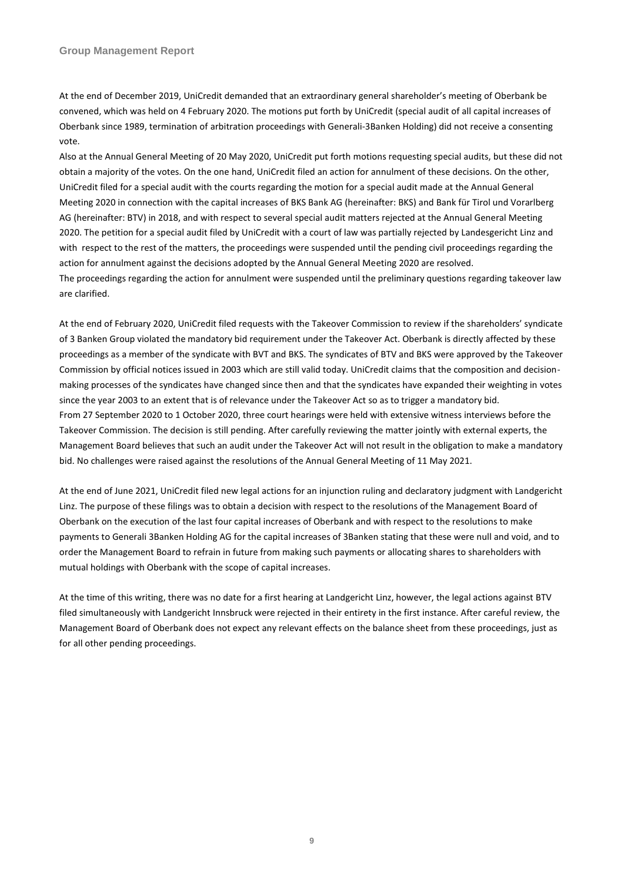At the end of December 2019, UniCredit demanded that an extraordinary general shareholder's meeting of Oberbank be convened, which was held on 4 February 2020. The motions put forth by UniCredit (special audit of all capital increases of Oberbank since 1989, termination of arbitration proceedings with Generali-3Banken Holding) did not receive a consenting vote.

Also at the Annual General Meeting of 20 May 2020, UniCredit put forth motions requesting special audits, but these did not obtain a majority of the votes. On the one hand, UniCredit filed an action for annulment of these decisions. On the other, UniCredit filed for a special audit with the courts regarding the motion for a special audit made at the Annual General Meeting 2020 in connection with the capital increases of BKS Bank AG (hereinafter: BKS) and Bank für Tirol und Vorarlberg AG (hereinafter: BTV) in 2018, and with respect to several special audit matters rejected at the Annual General Meeting 2020. The petition for a special audit filed by UniCredit with a court of law was partially rejected by Landesgericht Linz and with respect to the rest of the matters, the proceedings were suspended until the pending civil proceedings regarding the action for annulment against the decisions adopted by the Annual General Meeting 2020 are resolved.

The proceedings regarding the action for annulment were suspended until the preliminary questions regarding takeover law are clarified.

At the end of February 2020, UniCredit filed requests with the Takeover Commission to review if the shareholders' syndicate of 3 Banken Group violated the mandatory bid requirement under the Takeover Act. Oberbank is directly affected by these proceedings as a member of the syndicate with BVT and BKS. The syndicates of BTV and BKS were approved by the Takeover Commission by official notices issued in 2003 which are still valid today. UniCredit claims that the composition and decision-making processes of the syndicates have changed since then and that the syndicates have expanded their weighting in votes since the year 2003 to an extent that is of relevance under the Takeover Act so as to trigger a mandatory bid.

From 27 September 2020 to 1 October 2020, three court hearings were held with extensive witness interviews before the Takeover Commission. The decision is still pending. After carefully reviewing the matter jointly with external experts, the Management Board believes that such an audit under the Takeover Act will not result in the obligation to make a mandatory bid. No challenges were raised against the resolutions of the Annual General Meeting of 11 May 2021.

At the end of June 2021, UniCredit filed new legal actions for an injunction ruling and declaratory judgment with Landgericht Linz. The purpose of these filings was to obtain a decision with respect to the resolutions of the Management Board of Oberbank on the execution of the last four capital increases of Oberbank and with respect to the resolutions to make payments to Generali 3Banken Holding AG for the capital increases of 3Banken stating that these were null and void, and to order the Management Board to refrain in future from making such payments or allocating shares to shareholders with mutual holdings with Oberbank with the scope of capital increases.

At the time of this writing, there was no date for a first hearing at Landgericht Linz, however, the legal actions against BTV filed simultaneously with Landgericht Innsbruck were rejected in their entirety in the first instance. After careful review, the Management Board of Oberbank does not expect any relevant effects on the balance sheet from these proceedings, just as for all other pending proceedings.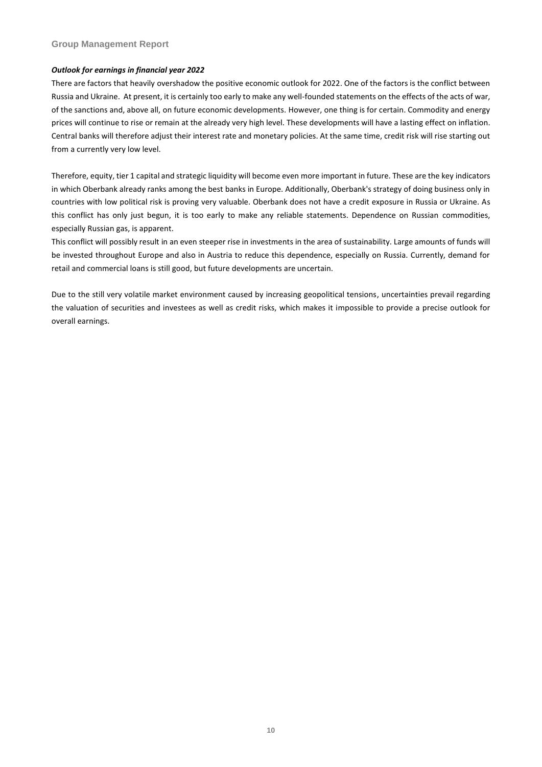### *Outlook for earnings in financial year 2022*

There are factors that heavily overshadow the positive economic outlook for 2022. One of the factors is the conflict between Russia and Ukraine. At present, it is certainly too early to make any well-founded statements on the effects of the acts of war, of the sanctions and, above all, on future economic developments. However, one thing is for certain. Commodity and energy prices will continue to rise or remain at the already very high level. These developments will have a lasting effect on inflation. Central banks will therefore adjust their interest rate and monetary policies. At the same time, credit risk will rise starting out from a currently very low level.

Therefore, equity, tier 1 capital and strategic liquidity will become even more important in future. These are the key indicators in which Oberbank already ranks among the best banks in Europe. Additionally, Oberbank's strategy of doing business only in countries with low political risk is proving very valuable. Oberbank does not have a credit exposure in Russia or Ukraine. As this conflict has only just begun, it is too early to make any reliable statements. Dependence on Russian commodities, especially Russian gas, is apparent.

This conflict will possibly result in an even steeper rise in investments in the area of sustainability. Large amounts of funds will be invested throughout Europe and also in Austria to reduce this dependence, especially on Russia. Currently, demand for retail and commercial loans is still good, but future developments are uncertain.

Due to the still very volatile market environment caused by increasing geopolitical tensions, uncertainties prevail regarding the valuation of securities and investees as well as credit risks, which makes it impossible to provide a precise outlook for overall earnings.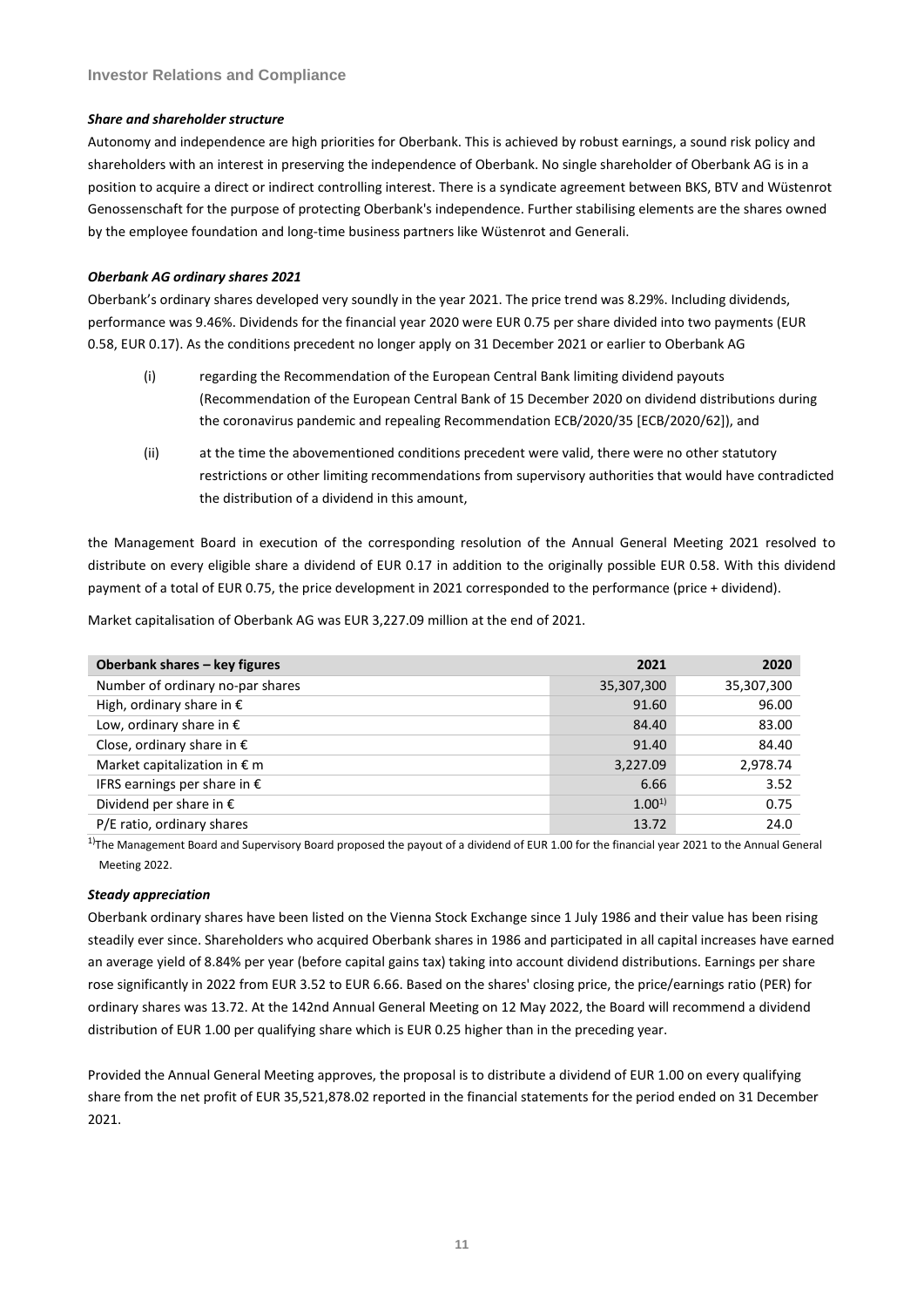## Investor Relations and Compliance

### *Share and shareholder structure*

Autonomy and independence are high priorities for Oberbank. This is achieved by robust earnings, a sound risk policy and shareholders with an interest in preserving the independence of Oberbank. No single shareholder of Oberbank AG is in a position to acquire a direct or indirect controlling interest. There is a syndicate agreement between BKS, BTV and Wüstenrot Genossenschaft for the purpose of protecting Oberbank's independence. Further stabilising elements are the shares owned by the employee foundation and long-time business partners like Wüstenrot and Generali.

### *Oberbank AG ordinary shares 2021*

Oberbank's ordinary shares developed very soundly in the year 2021. The price trend was 8.29%. Including dividends, performance was 9.46%. Dividends for the financial year 2020 were EUR 0.75 per share divided into two payments (EUR 0.58, EUR 0.17). As the conditions precedent no longer apply on 31 December 2021 or earlier to Oberbank AG

(i) regarding the Recommendation of the European Central Bank limiting dividend payouts (Recommendation of the European Central Bank of 15 December 2020 on dividend distributions during the coronavirus pandemic and repealing Recommendation ECB/2020/35 [ECB/2020/62]), and

(ii) at the time the abovementioned conditions precedent were valid, there were no other statutory restrictions or other limiting recommendations from supervisory authorities that would have contradicted the distribution of a dividend in this amount,

the Management Board in execution of the corresponding resolution of the Annual General Meeting 2021 resolved to distribute on every eligible share a dividend of EUR 0.17 in addition to the originally possible EUR 0.58. With this dividend payment of a total of EUR 0.75, the price development in 2021 corresponded to the performance (price + dividend).

Market capitalisation of Oberbank AG was EUR 3,227.09 million at the end of 2021.

| Oberbank shares – key figures | 2021 | 2020 |
|---|---|---|
| Number of ordinary no-par shares | 35,307,300 | 35,307,300 |
| High, ordinary share in € | 91.60 | 96.00 |
| Low, ordinary share in € | 84.40 | 83.00 |
| Close, ordinary share in € | 91.40 | 84.40 |
| Market capitalization in € m | 3,227.09 | 2,978.74 |
| IFRS earnings per share in € | 6.66 | 3.52 |
| Dividend per share in € | 1.00[1)] | 0.75 |
| P/E ratio, ordinary shares | 13.72 | 24.0 |

[1)] The Management Board and Supervisory Board proposed the payout of a dividend of EUR 1.00 for the financial year 2021 to the Annual General Meeting 2022.

### *Steady appreciation*

Oberbank ordinary shares have been listed on the Vienna Stock Exchange since 1 July 1986 and their value has been rising steadily ever since. Shareholders who acquired Oberbank shares in 1986 and participated in all capital increases have earned an average yield of 8.84% per year (before capital gains tax) taking into account dividend distributions. Earnings per share rose significantly in 2022 from EUR 3.52 to EUR 6.66. Based on the shares' closing price, the price/earnings ratio (PER) for ordinary shares was 13.72. At the 142nd Annual General Meeting on 12 May 2022, the Board will recommend a dividend distribution of EUR 1.00 per qualifying share which is EUR 0.25 higher than in the preceding year.

Provided the Annual General Meeting approves, the proposal is to distribute a dividend of EUR 1.00 on every qualifying share from the net profit of EUR 35,521,878.02 reported in the financial statements for the period ended on 31 December 2021.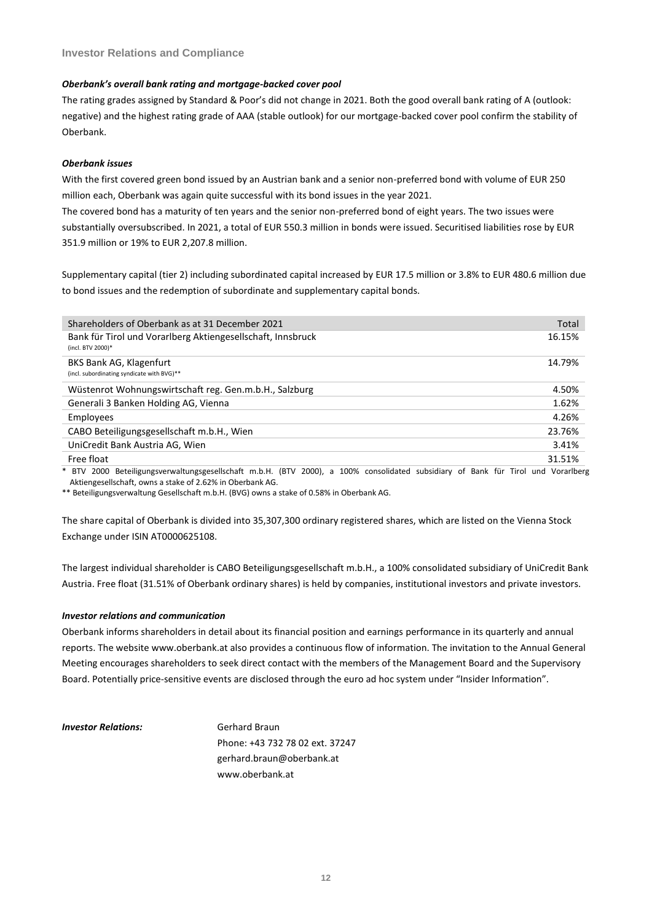## Investor Relations and Compliance

***Oberbank's overall bank rating and mortgage-backed cover pool***

The rating grades assigned by Standard & Poor's did not change in 2021. Both the good overall bank rating of A (outlook: negative) and the highest rating grade of AAA (stable outlook) for our mortgage-backed cover pool confirm the stability of Oberbank.

***Oberbank issues***

With the first covered green bond issued by an Austrian bank and a senior non-preferred bond with volume of EUR 250 million each, Oberbank was again quite successful with its bond issues in the year 2021.
The covered bond has a maturity of ten years and the senior non-preferred bond of eight years. The two issues were substantially oversubscribed. In 2021, a total of EUR 550.3 million in bonds were issued. Securitised liabilities rose by EUR 351.9 million or 19% to EUR 2,207.8 million.

Supplementary capital (tier 2) including subordinated capital increased by EUR 17.5 million or 3.8% to EUR 480.6 million due to bond issues and the redemption of subordinate and supplementary capital bonds.

| Shareholders of Oberbank as at 31 December 2021 | Total |
|---|---|
| Bank für Tirol und Vorarlberg Aktiengesellschaft, Innsbruck (incl. BTV 2000)* | 16.15% |
| BKS Bank AG, Klagenfurt (incl. subordinating syndicate with BVG)** | 14.79% |
| Wüstenrot Wohnungswirtschaft reg. Gen.m.b.H., Salzburg | 4.50% |
| Generali 3 Banken Holding AG, Vienna | 1.62% |
| Employees | 4.26% |
| CABO Beteiligungsgesellschaft m.b.H., Wien | 23.76% |
| UniCredit Bank Austria AG, Wien | 3.41% |
| Free float | 31.51% |

\* BTV 2000 Beteiligungsverwaltungsgesellschaft m.b.H. (BTV 2000), a 100% consolidated subsidiary of Bank für Tirol und Vorarlberg Aktiengesellschaft, owns a stake of 2.62% in Oberbank AG.

\*\* Beteiligungsverwaltung Gesellschaft m.b.H. (BVG) owns a stake of 0.58% in Oberbank AG.

The share capital of Oberbank is divided into 35,307,300 ordinary registered shares, which are listed on the Vienna Stock Exchange under ISIN AT0000625108.

The largest individual shareholder is CABO Beteiligungsgesellschaft m.b.H., a 100% consolidated subsidiary of UniCredit Bank Austria. Free float (31.51% of Oberbank ordinary shares) is held by companies, institutional investors and private investors.

***Investor relations and communication***

Oberbank informs shareholders in detail about its financial position and earnings performance in its quarterly and annual reports. The website www.oberbank.at also provides a continuous flow of information. The invitation to the Annual General Meeting encourages shareholders to seek direct contact with the members of the Management Board and the Supervisory Board. Potentially price-sensitive events are disclosed through the euro ad hoc system under "Insider Information".

***Investor Relations:***

Gerhard Braun
Phone: +43 732 78 02 ext. 37247
gerhard.braun@oberbank.at
www.oberbank.at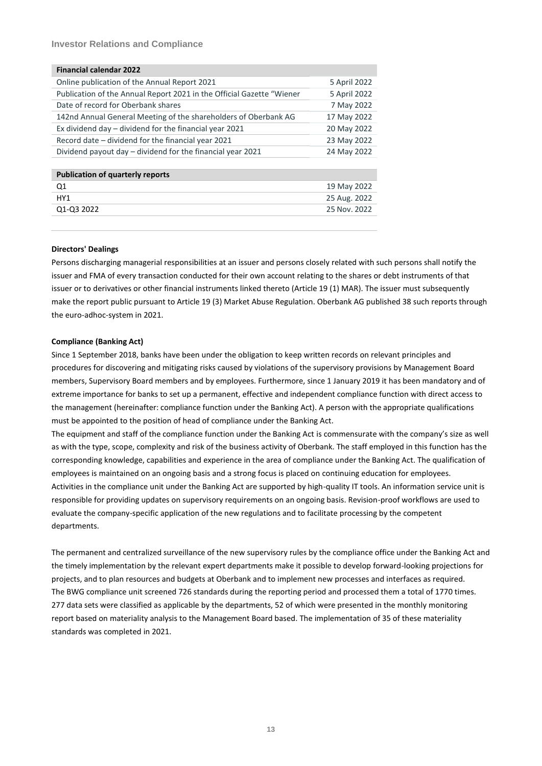## Investor Relations and Compliance

| Financial calendar 2022 | |
|---|---|
| Online publication of the Annual Report 2021 | 5 April 2022 |
| Publication of the Annual Report 2021 in the Official Gazette "Wiener | 5 April 2022 |
| Date of record for Oberbank shares | 7 May 2022 |
| 142nd Annual General Meeting of the shareholders of Oberbank AG | 17 May 2022 |
| Ex dividend day – dividend for the financial year 2021 | 20 May 2022 |
| Record date – dividend for the financial year 2021 | 23 May 2022 |
| Dividend payout day – dividend for the financial year 2021 | 24 May 2022 |

| Publication of quarterly reports | |
|---|---|
| Q1 | 19 May 2022 |
| HY1 | 25 Aug. 2022 |
| Q1-Q3 2022 | 25 Nov. 2022 |

**Directors' Dealings**

Persons discharging managerial responsibilities at an issuer and persons closely related with such persons shall notify the issuer and FMA of every transaction conducted for their own account relating to the shares or debt instruments of that issuer or to derivatives or other financial instruments linked thereto (Article 19 (1) MAR). The issuer must subsequently make the report public pursuant to Article 19 (3) Market Abuse Regulation. Oberbank AG published 38 such reports through the euro-adhoc-system in 2021.

**Compliance (Banking Act)**

Since 1 September 2018, banks have been under the obligation to keep written records on relevant principles and procedures for discovering and mitigating risks caused by violations of the supervisory provisions by Management Board members, Supervisory Board members and by employees. Furthermore, since 1 January 2019 it has been mandatory and of extreme importance for banks to set up a permanent, effective and independent compliance function with direct access to the management (hereinafter: compliance function under the Banking Act). A person with the appropriate qualifications must be appointed to the position of head of compliance under the Banking Act.

The equipment and staff of the compliance function under the Banking Act is commensurate with the company's size as well as with the type, scope, complexity and risk of the business activity of Oberbank. The staff employed in this function has the corresponding knowledge, capabilities and experience in the area of compliance under the Banking Act. The qualification of employees is maintained on an ongoing basis and a strong focus is placed on continuing education for employees.

Activities in the compliance unit under the Banking Act are supported by high-quality IT tools. An information service unit is responsible for providing updates on supervisory requirements on an ongoing basis. Revision-proof workflows are used to evaluate the company-specific application of the new regulations and to facilitate processing by the competent departments.

The permanent and centralized surveillance of the new supervisory rules by the compliance office under the Banking Act and the timely implementation by the relevant expert departments make it possible to develop forward-looking projections for projects, and to plan resources and budgets at Oberbank and to implement new processes and interfaces as required.

The BWG compliance unit screened 726 standards during the reporting period and processed them a total of 1770 times. 277 data sets were classified as applicable by the departments, 52 of which were presented in the monthly monitoring report based on materiality analysis to the Management Board based. The implementation of 35 of these materiality standards was completed in 2021.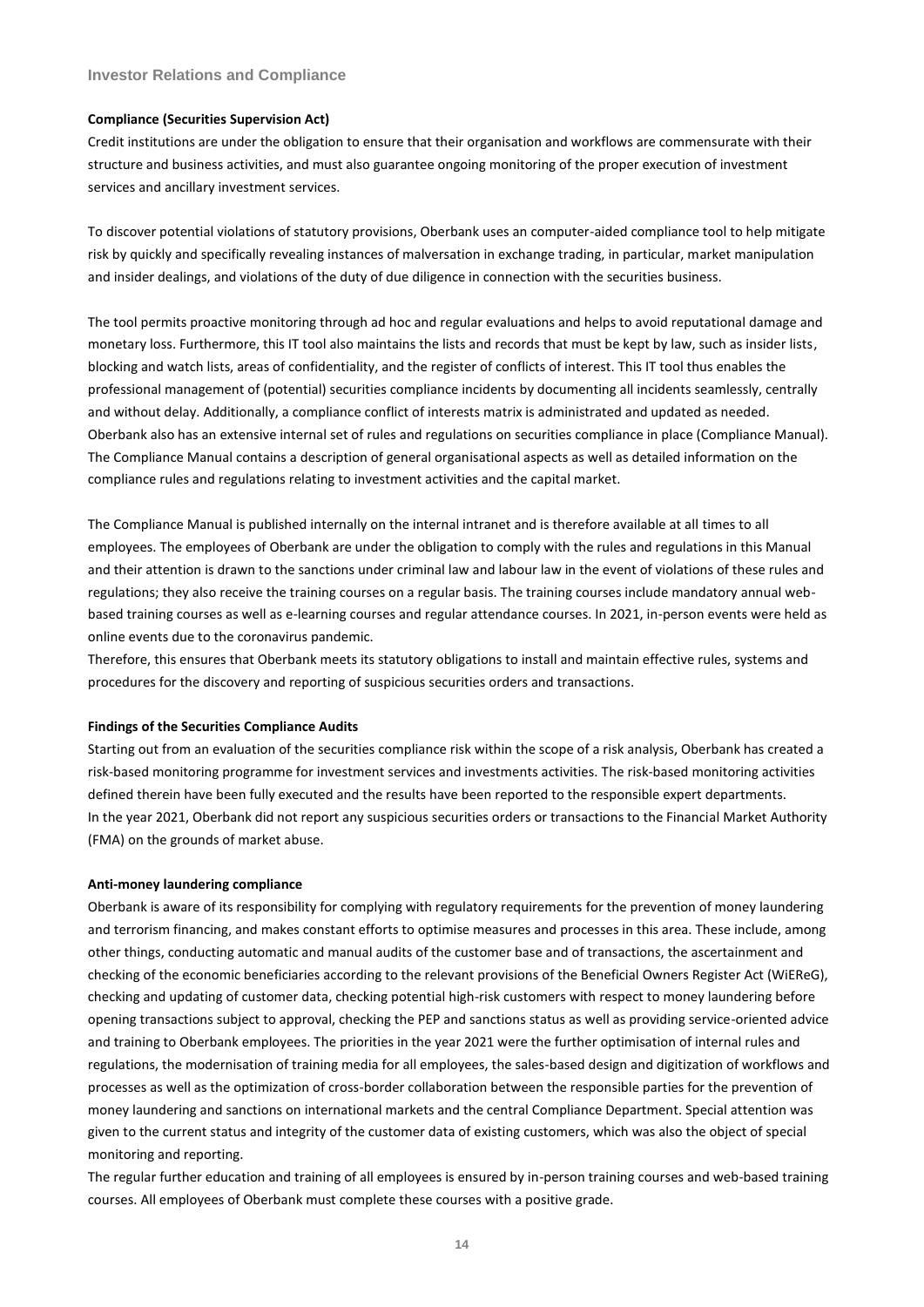## Investor Relations and Compliance

**Compliance (Securities Supervision Act)**

Credit institutions are under the obligation to ensure that their organisation and workflows are commensurate with their structure and business activities, and must also guarantee ongoing monitoring of the proper execution of investment services and ancillary investment services.

To discover potential violations of statutory provisions, Oberbank uses an computer-aided compliance tool to help mitigate risk by quickly and specifically revealing instances of malversation in exchange trading, in particular, market manipulation and insider dealings, and violations of the duty of due diligence in connection with the securities business.

The tool permits proactive monitoring through ad hoc and regular evaluations and helps to avoid reputational damage and monetary loss. Furthermore, this IT tool also maintains the lists and records that must be kept by law, such as insider lists, blocking and watch lists, areas of confidentiality, and the register of conflicts of interest. This IT tool thus enables the professional management of (potential) securities compliance incidents by documenting all incidents seamlessly, centrally and without delay. Additionally, a compliance conflict of interests matrix is administrated and updated as needed. Oberbank also has an extensive internal set of rules and regulations on securities compliance in place (Compliance Manual). The Compliance Manual contains a description of general organisational aspects as well as detailed information on the compliance rules and regulations relating to investment activities and the capital market.

The Compliance Manual is published internally on the internal intranet and is therefore available at all times to all employees. The employees of Oberbank are under the obligation to comply with the rules and regulations in this Manual and their attention is drawn to the sanctions under criminal law and labour law in the event of violations of these rules and regulations; they also receive the training courses on a regular basis. The training courses include mandatory annual web-based training courses as well as e-learning courses and regular attendance courses. In 2021, in-person events were held as online events due to the coronavirus pandemic.

Therefore, this ensures that Oberbank meets its statutory obligations to install and maintain effective rules, systems and procedures for the discovery and reporting of suspicious securities orders and transactions.

**Findings of the Securities Compliance Audits**

Starting out from an evaluation of the securities compliance risk within the scope of a risk analysis, Oberbank has created a risk-based monitoring programme for investment services and investments activities. The risk-based monitoring activities defined therein have been fully executed and the results have been reported to the responsible expert departments.

In the year 2021, Oberbank did not report any suspicious securities orders or transactions to the Financial Market Authority (FMA) on the grounds of market abuse.

**Anti-money laundering compliance**

Oberbank is aware of its responsibility for complying with regulatory requirements for the prevention of money laundering and terrorism financing, and makes constant efforts to optimise measures and processes in this area. These include, among other things, conducting automatic and manual audits of the customer base and of transactions, the ascertainment and checking of the economic beneficiaries according to the relevant provisions of the Beneficial Owners Register Act (WiEReG), checking and updating of customer data, checking potential high-risk customers with respect to money laundering before opening transactions subject to approval, checking the PEP and sanctions status as well as providing service-oriented advice and training to Oberbank employees. The priorities in the year 2021 were the further optimisation of internal rules and regulations, the modernisation of training media for all employees, the sales-based design and digitization of workflows and processes as well as the optimization of cross-border collaboration between the responsible parties for the prevention of money laundering and sanctions on international markets and the central Compliance Department. Special attention was given to the current status and integrity of the customer data of existing customers, which was also the object of special monitoring and reporting.

The regular further education and training of all employees is ensured by in-person training courses and web-based training courses. All employees of Oberbank must complete these courses with a positive grade.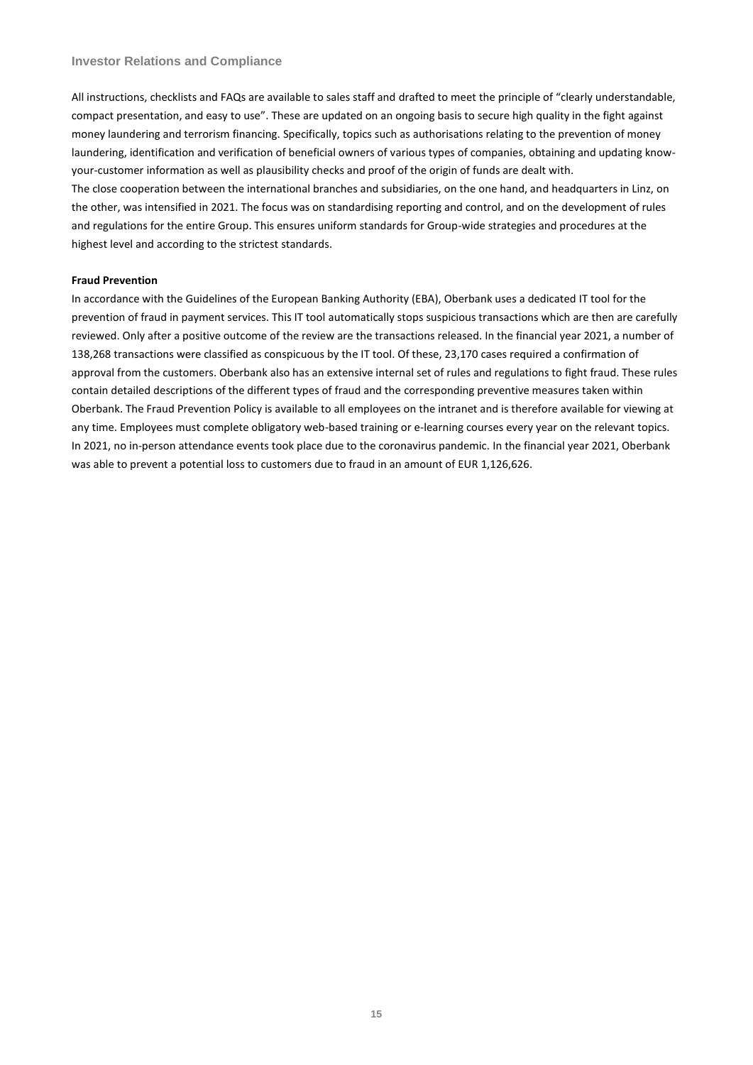All instructions, checklists and FAQs are available to sales staff and drafted to meet the principle of "clearly understandable, compact presentation, and easy to use". These are updated on an ongoing basis to secure high quality in the fight against money laundering and terrorism financing. Specifically, topics such as authorisations relating to the prevention of money laundering, identification and verification of beneficial owners of various types of companies, obtaining and updating know-your-customer information as well as plausibility checks and proof of the origin of funds are dealt with.
The close cooperation between the international branches and subsidiaries, on the one hand, and headquarters in Linz, on the other, was intensified in 2021. The focus was on standardising reporting and control, and on the development of rules and regulations for the entire Group. This ensures uniform standards for Group-wide strategies and procedures at the highest level and according to the strictest standards.

**Fraud Prevention**

In accordance with the Guidelines of the European Banking Authority (EBA), Oberbank uses a dedicated IT tool for the prevention of fraud in payment services. This IT tool automatically stops suspicious transactions which are then are carefully reviewed. Only after a positive outcome of the review are the transactions released. In the financial year 2021, a number of 138,268 transactions were classified as conspicuous by the IT tool. Of these, 23,170 cases required a confirmation of approval from the customers. Oberbank also has an extensive internal set of rules and regulations to fight fraud. These rules contain detailed descriptions of the different types of fraud and the corresponding preventive measures taken within Oberbank. The Fraud Prevention Policy is available to all employees on the intranet and is therefore available for viewing at any time. Employees must complete obligatory web-based training or e-learning courses every year on the relevant topics. In 2021, no in-person attendance events took place due to the coronavirus pandemic. In the financial year 2021, Oberbank was able to prevent a potential loss to customers due to fraud in an amount of EUR 1,126,626.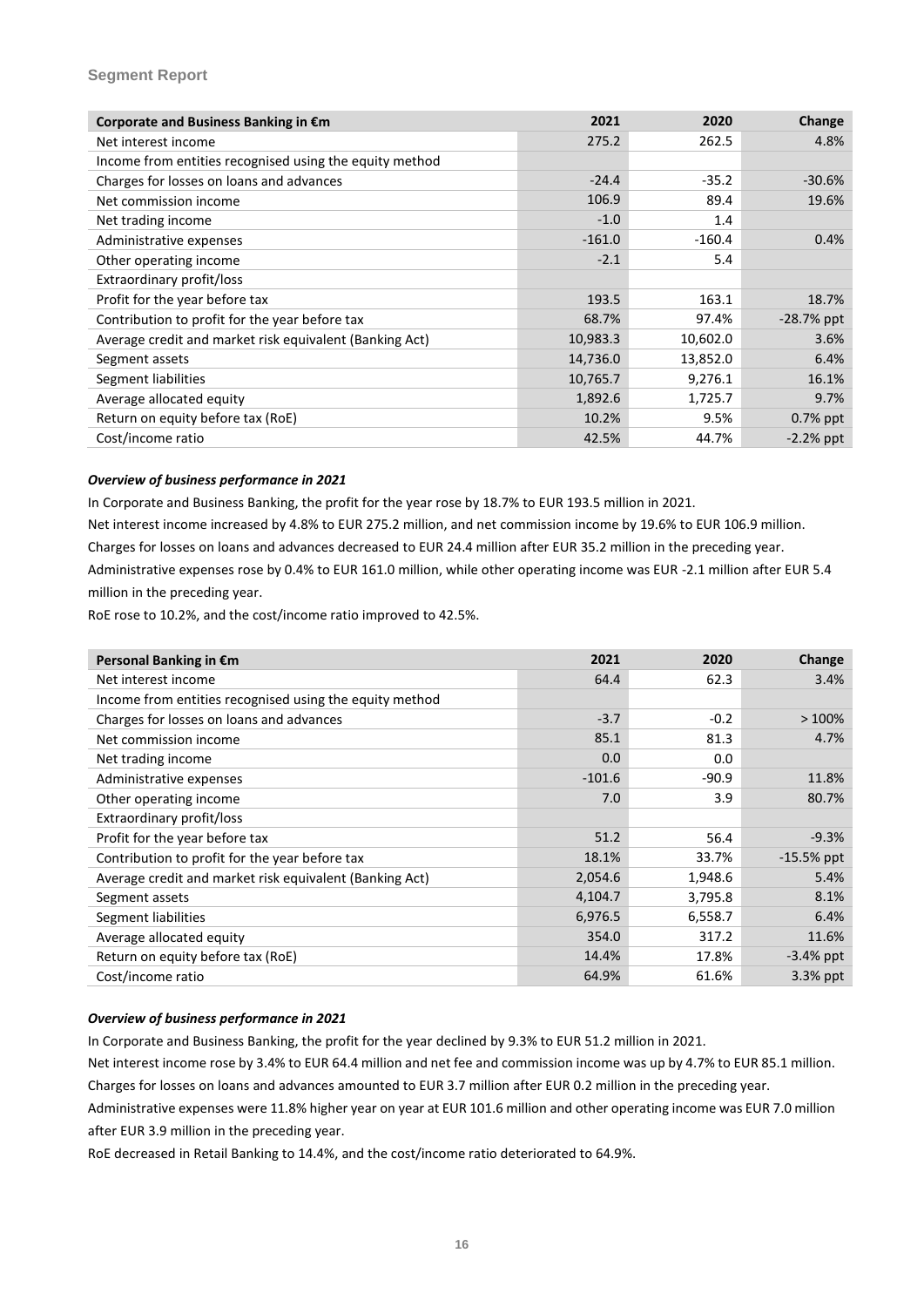## Segment Report

| Corporate and Business Banking in €m | 2021 | 2020 | Change |
|---|---|---|---|
| Net interest income | 275.2 | 262.5 | 4.8% |
| Income from entities recognised using the equity method | | | |
| Charges for losses on loans and advances | -24.4 | -35.2 | -30.6% |
| Net commission income | 106.9 | 89.4 | 19.6% |
| Net trading income | -1.0 | 1.4 | |
| Administrative expenses | -161.0 | -160.4 | 0.4% |
| Other operating income | -2.1 | 5.4 | |
| Extraordinary profit/loss | | | |
| Profit for the year before tax | 193.5 | 163.1 | 18.7% |
| Contribution to profit for the year before tax | 68.7% | 97.4% | -28.7% ppt |
| Average credit and market risk equivalent (Banking Act) | 10,983.3 | 10,602.0 | 3.6% |
| Segment assets | 14,736.0 | 13,852.0 | 6.4% |
| Segment liabilities | 10,765.7 | 9,276.1 | 16.1% |
| Average allocated equity | 1,892.6 | 1,725.7 | 9.7% |
| Return on equity before tax (RoE) | 10.2% | 9.5% | 0.7% ppt |
| Cost/income ratio | 42.5% | 44.7% | -2.2% ppt |

### *Overview of business performance in 2021*

In Corporate and Business Banking, the profit for the year rose by 18.7% to EUR 193.5 million in 2021.

Net interest income increased by 4.8% to EUR 275.2 million, and net commission income by 19.6% to EUR 106.9 million.

Charges for losses on loans and advances decreased to EUR 24.4 million after EUR 35.2 million in the preceding year.

Administrative expenses rose by 0.4% to EUR 161.0 million, while other operating income was EUR -2.1 million after EUR 5.4 million in the preceding year.

RoE rose to 10.2%, and the cost/income ratio improved to 42.5%.

| Personal Banking in €m | 2021 | 2020 | Change |
|---|---|---|---|
| Net interest income | 64.4 | 62.3 | 3.4% |
| Income from entities recognised using the equity method | | | |
| Charges for losses on loans and advances | -3.7 | -0.2 | > 100% |
| Net commission income | 85.1 | 81.3 | 4.7% |
| Net trading income | 0.0 | 0.0 | |
| Administrative expenses | -101.6 | -90.9 | 11.8% |
| Other operating income | 7.0 | 3.9 | 80.7% |
| Extraordinary profit/loss | | | |
| Profit for the year before tax | 51.2 | 56.4 | -9.3% |
| Contribution to profit for the year before tax | 18.1% | 33.7% | -15.5% ppt |
| Average credit and market risk equivalent (Banking Act) | 2,054.6 | 1,948.6 | 5.4% |
| Segment assets | 4,104.7 | 3,795.8 | 8.1% |
| Segment liabilities | 6,976.5 | 6,558.7 | 6.4% |
| Average allocated equity | 354.0 | 317.2 | 11.6% |
| Return on equity before tax (RoE) | 14.4% | 17.8% | -3.4% ppt |
| Cost/income ratio | 64.9% | 61.6% | 3.3% ppt |

### *Overview of business performance in 2021*

In Corporate and Business Banking, the profit for the year declined by 9.3% to EUR 51.2 million in 2021.

Net interest income rose by 3.4% to EUR 64.4 million and net fee and commission income was up by 4.7% to EUR 85.1 million.

Charges for losses on loans and advances amounted to EUR 3.7 million after EUR 0.2 million in the preceding year.

Administrative expenses were 11.8% higher year on year at EUR 101.6 million and other operating income was EUR 7.0 million after EUR 3.9 million in the preceding year.

RoE decreased in Retail Banking to 14.4%, and the cost/income ratio deteriorated to 64.9%.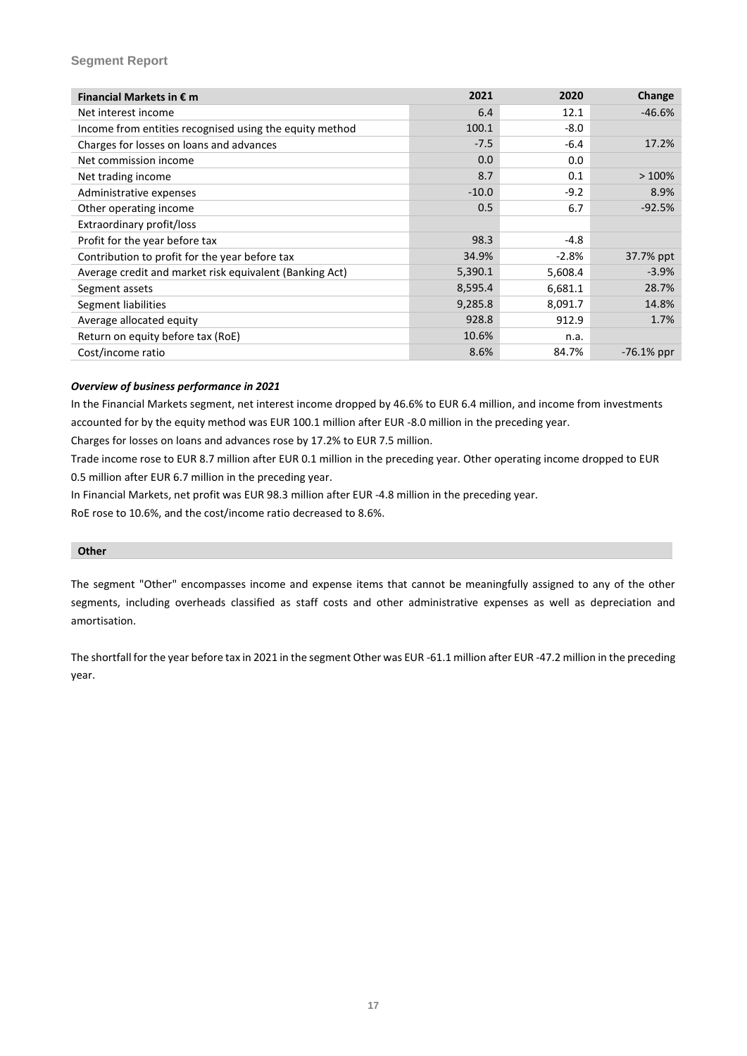**Segment Report**

| Financial Markets in € m | 2021 | 2020 | Change |
| --- | --- | --- | --- |
| Net interest income | 6.4 | 12.1 | -46.6% |
| Income from entities recognised using the equity method | 100.1 | -8.0 | |
| Charges for losses on loans and advances | -7.5 | -6.4 | 17.2% |
| Net commission income | 0.0 | 0.0 | |
| Net trading income | 8.7 | 0.1 | > 100% |
| Administrative expenses | -10.0 | -9.2 | 8.9% |
| Other operating income | 0.5 | 6.7 | -92.5% |
| Extraordinary profit/loss | | | |
| Profit for the year before tax | 98.3 | -4.8 | |
| Contribution to profit for the year before tax | 34.9% | -2.8% | 37.7% ppt |
| Average credit and market risk equivalent (Banking Act) | 5,390.1 | 5,608.4 | -3.9% |
| Segment assets | 8,595.4 | 6,681.1 | 28.7% |
| Segment liabilities | 9,285.8 | 8,091.7 | 14.8% |
| Average allocated equity | 928.8 | 912.9 | 1.7% |
| Return on equity before tax (RoE) | 10.6% | n.a. | |
| Cost/income ratio | 8.6% | 84.7% | -76.1% ppr |

***Overview of business performance in 2021***

In the Financial Markets segment, net interest income dropped by 46.6% to EUR 6.4 million, and income from investments accounted for by the equity method was EUR 100.1 million after EUR -8.0 million in the preceding year.

Charges for losses on loans and advances rose by 17.2% to EUR 7.5 million.

Trade income rose to EUR 8.7 million after EUR 0.1 million in the preceding year. Other operating income dropped to EUR 0.5 million after EUR 6.7 million in the preceding year.

In Financial Markets, net profit was EUR 98.3 million after EUR -4.8 million in the preceding year.

RoE rose to 10.6%, and the cost/income ratio decreased to 8.6%.

**Other**

The segment "Other" encompasses income and expense items that cannot be meaningfully assigned to any of the other segments, including overheads classified as staff costs and other administrative expenses as well as depreciation and amortisation.

The shortfall for the year before tax in 2021 in the segment Other was EUR -61.1 million after EUR -47.2 million in the preceding year.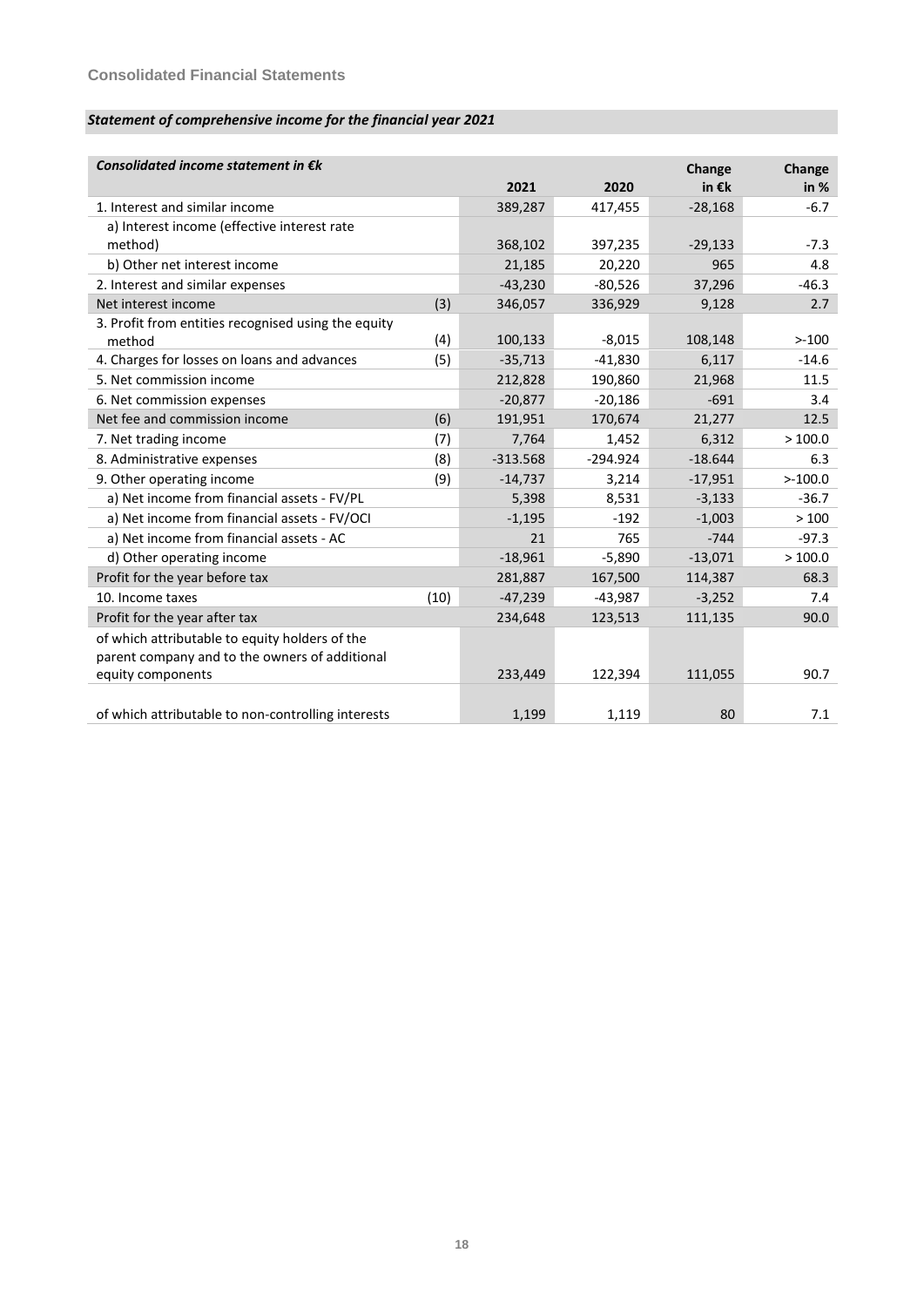## Consolidated Financial Statements

### *Statement of comprehensive income for the financial year 2021*

| *Consolidated income statement in €k* | | 2021 | 2020 | Change in €k | Change in % |
|---|---|---|---|---|---|
| 1. Interest and similar income | | 389,287 | 417,455 | -28,168 | -6.7 |
| a) Interest income (effective interest rate method) | | 368,102 | 397,235 | -29,133 | -7.3 |
| b) Other net interest income | | 21,185 | 20,220 | 965 | 4.8 |
| 2. Interest and similar expenses | | -43,230 | -80,526 | 37,296 | -46.3 |
| Net interest income | (3) | 346,057 | 336,929 | 9,128 | 2.7 |
| 3. Profit from entities recognised using the equity method | (4) | 100,133 | -8,015 | 108,148 | >-100 |
| 4. Charges for losses on loans and advances | (5) | -35,713 | -41,830 | 6,117 | -14.6 |
| 5. Net commission income | | 212,828 | 190,860 | 21,968 | 11.5 |
| 6. Net commission expenses | | -20,877 | -20,186 | -691 | 3.4 |
| Net fee and commission income | (6) | 191,951 | 170,674 | 21,277 | 12.5 |
| 7. Net trading income | (7) | 7,764 | 1,452 | 6,312 | > 100.0 |
| 8. Administrative expenses | (8) | -313.568 | -294.924 | -18.644 | 6.3 |
| 9. Other operating income | (9) | -14,737 | 3,214 | -17,951 | >-100.0 |
| a) Net income from financial assets - FV/PL | | 5,398 | 8,531 | -3,133 | -36.7 |
| a) Net income from financial assets - FV/OCI | | -1,195 | -192 | -1,003 | > 100 |
| a) Net income from financial assets - AC | | 21 | 765 | -744 | -97.3 |
| d) Other operating income | | -18,961 | -5,890 | -13,071 | > 100.0 |
| Profit for the year before tax | | 281,887 | 167,500 | 114,387 | 68.3 |
| 10. Income taxes | (10) | -47,239 | -43,987 | -3,252 | 7.4 |
| Profit for the year after tax | | 234,648 | 123,513 | 111,135 | 90.0 |
| of which attributable to equity holders of the parent company and to the owners of additional equity components | | 233,449 | 122,394 | 111,055 | 90.7 |
| of which attributable to non-controlling interests | | 1,199 | 1,119 | 80 | 7.1 |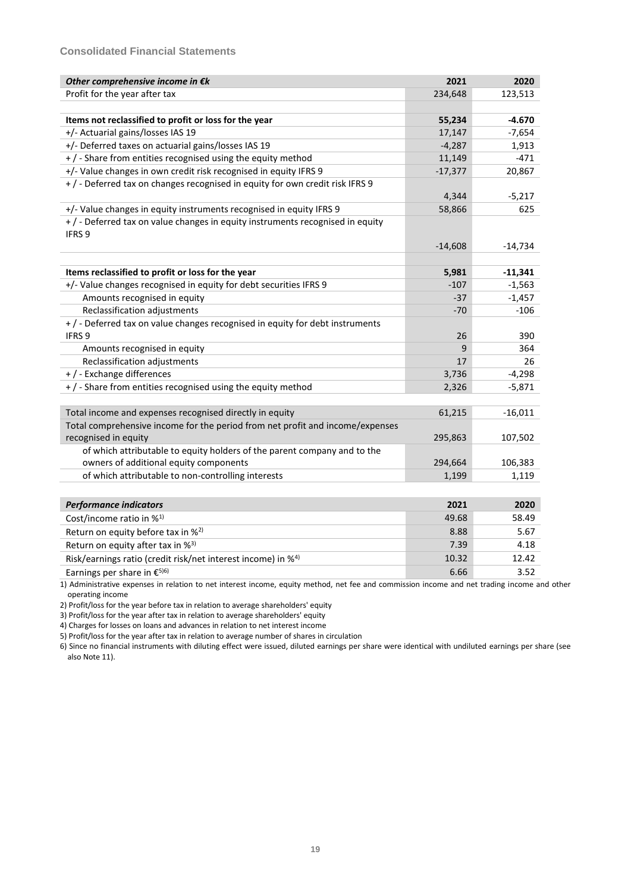**Consolidated Financial Statements**

| *Other comprehensive income in €k* | 2021 | 2020 |
|---|---|---|
| Profit for the year after tax | 234,648 | 123,513 |
| | | |
| **Items not reclassified to profit or loss for the year** | **55,234** | **-4.670** |
| +/- Actuarial gains/losses IAS 19 | 17,147 | -7,654 |
| +/- Deferred taxes on actuarial gains/losses IAS 19 | -4,287 | 1,913 |
| + / - Share from entities recognised using the equity method | 11,149 | -471 |
| +/- Value changes in own credit risk recognised in equity IFRS 9 | -17,377 | 20,867 |
| + / - Deferred tax on changes recognised in equity for own credit risk IFRS 9 | 4,344 | -5,217 |
| +/- Value changes in equity instruments recognised in equity IFRS 9 | 58,866 | 625 |
| + / - Deferred tax on value changes in equity instruments recognised in equity IFRS 9 | -14,608 | -14,734 |
| | | |
| **Items reclassified to profit or loss for the year** | **5,981** | **-11,341** |
| +/- Value changes recognised in equity for debt securities IFRS 9 | -107 | -1,563 |
| Amounts recognised in equity | -37 | -1,457 |
| Reclassification adjustments | -70 | -106 |
| + / - Deferred tax on value changes recognised in equity for debt instruments IFRS 9 | 26 | 390 |
| Amounts recognised in equity | 9 | 364 |
| Reclassification adjustments | 17 | 26 |
| + / - Exchange differences | 3,736 | -4,298 |
| + / - Share from entities recognised using the equity method | 2,326 | -5,871 |
| | | |
| Total income and expenses recognised directly in equity | 61,215 | -16,011 |
| Total comprehensive income for the period from net profit and income/expenses recognised in equity | 295,863 | 107,502 |
| of which attributable to equity holders of the parent company and to the owners of additional equity components | 294,664 | 106,383 |
| of which attributable to non-controlling interests | 1,199 | 1,119 |

| *Performance indicators* | 2021 | 2020 |
|---|---|---|
| Cost/income ratio in %[1] | 49.68 | 58.49 |
| Return on equity before tax in %[2] | 8.88 | 5.67 |
| Return on equity after tax in %[3] | 7.39 | 4.18 |
| Risk/earnings ratio (credit risk/net interest income) in %[4] | 10.32 | 12.42 |
| Earnings per share in €[5][6] | 6.66 | 3.52 |

1) Administrative expenses in relation to net interest income, equity method, net fee and commission income and net trading income and other operating income

2) Profit/loss for the year before tax in relation to average shareholders' equity

3) Profit/loss for the year after tax in relation to average shareholders' equity

4) Charges for losses on loans and advances in relation to net interest income

5) Profit/loss for the year after tax in relation to average number of shares in circulation

6) Since no financial instruments with diluting effect were issued, diluted earnings per share were identical with undiluted earnings per share (see also Note 11).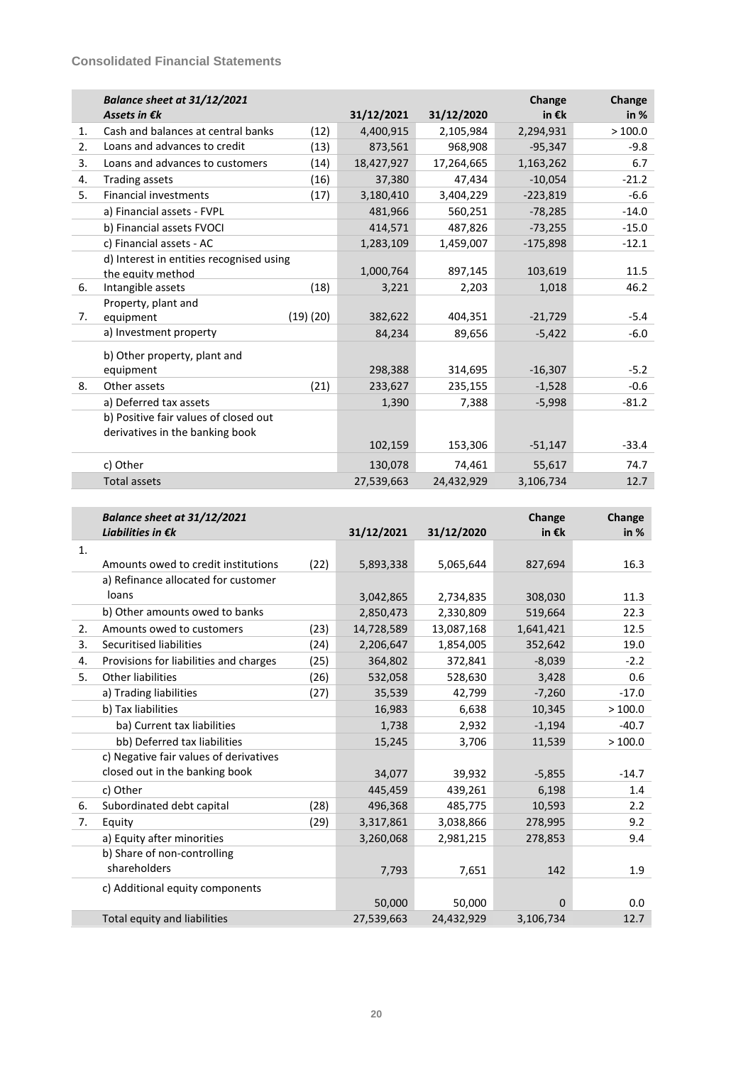**Consolidated Financial Statements**

| | ***Balance sheet at 31/12/2021***<br>***Assets in €k*** | | **31/12/2021** | **31/12/2020** | **Change in €k** | **Change in %** |
|---|---|---|---|---|---|---|
| 1. | Cash and balances at central banks | (12) | 4,400,915 | 2,105,984 | 2,294,931 | > 100.0 |
| 2. | Loans and advances to credit | (13) | 873,561 | 968,908 | -95,347 | -9.8 |
| 3. | Loans and advances to customers | (14) | 18,427,927 | 17,264,665 | 1,163,262 | 6.7 |
| 4. | Trading assets | (16) | 37,380 | 47,434 | -10,054 | -21.2 |
| 5. | Financial investments | (17) | 3,180,410 | 3,404,229 | -223,819 | -6.6 |
| | a) Financial assets - FVPL | | 481,966 | 560,251 | -78,285 | -14.0 |
| | b) Financial assets FVOCI | | 414,571 | 487,826 | -73,255 | -15.0 |
| | c) Financial assets - AC | | 1,283,109 | 1,459,007 | -175,898 | -12.1 |
| | d) Interest in entities recognised using the equity method | | 1,000,764 | 897,145 | 103,619 | 11.5 |
| 6. | Intangible assets | (18) | 3,221 | 2,203 | 1,018 | 46.2 |
| 7. | Property, plant and equipment | (19) (20) | 382,622 | 404,351 | -21,729 | -5.4 |
| | a) Investment property | | 84,234 | 89,656 | -5,422 | -6.0 |
| | b) Other property, plant and equipment | | 298,388 | 314,695 | -16,307 | -5.2 |
| 8. | Other assets | (21) | 233,627 | 235,155 | -1,528 | -0.6 |
| | a) Deferred tax assets | | 1,390 | 7,388 | -5,998 | -81.2 |
| | b) Positive fair values of closed out derivatives in the banking book | | 102,159 | 153,306 | -51,147 | -33.4 |
| | c) Other | | 130,078 | 74,461 | 55,617 | 74.7 |
| | Total assets | | 27,539,663 | 24,432,929 | 3,106,734 | 12.7 |

| | ***Balance sheet at 31/12/2021***<br>***Liabilities in €k*** | | **31/12/2021** | **31/12/2020** | **Change in €k** | **Change in %** |
|---|---|---|---|---|---|---|
| 1. | Amounts owed to credit institutions | (22) | 5,893,338 | 5,065,644 | 827,694 | 16.3 |
| | a) Refinance allocated for customer loans | | 3,042,865 | 2,734,835 | 308,030 | 11.3 |
| | b) Other amounts owed to banks | | 2,850,473 | 2,330,809 | 519,664 | 22.3 |
| 2. | Amounts owed to customers | (23) | 14,728,589 | 13,087,168 | 1,641,421 | 12.5 |
| 3. | Securitised liabilities | (24) | 2,206,647 | 1,854,005 | 352,642 | 19.0 |
| 4. | Provisions for liabilities and charges | (25) | 364,802 | 372,841 | -8,039 | -2.2 |
| 5. | Other liabilities | (26) | 532,058 | 528,630 | 3,428 | 0.6 |
| | a) Trading liabilities | (27) | 35,539 | 42,799 | -7,260 | -17.0 |
| | b) Tax liabilities | | 16,983 | 6,638 | 10,345 | > 100.0 |
| | ba) Current tax liabilities | | 1,738 | 2,932 | -1,194 | -40.7 |
| | bb) Deferred tax liabilities | | 15,245 | 3,706 | 11,539 | > 100.0 |
| | c) Negative fair values of derivatives closed out in the banking book | | 34,077 | 39,932 | -5,855 | -14.7 |
| | c) Other | | 445,459 | 439,261 | 6,198 | 1.4 |
| 6. | Subordinated debt capital | (28) | 496,368 | 485,775 | 10,593 | 2.2 |
| 7. | Equity | (29) | 3,317,861 | 3,038,866 | 278,995 | 9.2 |
| | a) Equity after minorities | | 3,260,068 | 2,981,215 | 278,853 | 9.4 |
| | b) Share of non-controlling shareholders | | 7,793 | 7,651 | 142 | 1.9 |
| | c) Additional equity components | | 50,000 | 50,000 | 0 | 0.0 |
| | Total equity and liabilities | | 27,539,663 | 24,432,929 | 3,106,734 | 12.7 |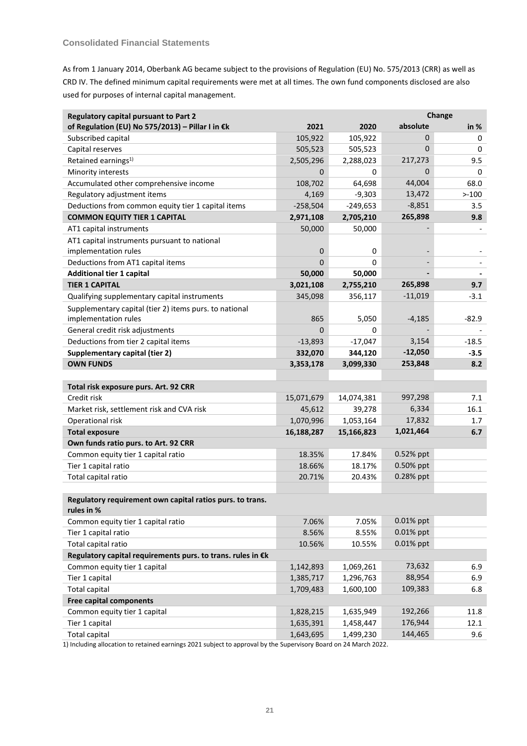## Consolidated Financial Statements

As from 1 January 2014, Oberbank AG became subject to the provisions of Regulation (EU) No. 575/2013 (CRR) as well as CRD IV. The defined minimum capital requirements were met at all times. The own fund components disclosed are also used for purposes of internal capital management.

| Regulatory capital pursuant to Part 2 of Regulation (EU) No 575/2013) – Pillar I in €k | 2021 | 2020 | Change absolute | Change in % |
|---|---|---|---|---|
| Subscribed capital | 105,922 | 105,922 | 0 | 0 |
| Capital reserves | 505,523 | 505,523 | 0 | 0 |
| Retained earnings[1)] | 2,505,296 | 2,288,023 | 217,273 | 9.5 |
| Minority interests | 0 | 0 | 0 | 0 |
| Accumulated other comprehensive income | 108,702 | 64,698 | 44,004 | 68.0 |
| Regulatory adjustment items | 4,169 | -9,303 | 13,472 | >-100 |
| Deductions from common equity tier 1 capital items | -258,504 | -249,653 | -8,851 | 3.5 |
| **COMMON EQUITY TIER 1 CAPITAL** | **2,971,108** | **2,705,210** | **265,898** | **9.8** |
| AT1 capital instruments | 50,000 | 50,000 | - | - |
| AT1 capital instruments pursuant to national implementation rules | 0 | 0 | - | - |
| Deductions from AT1 capital items | 0 | 0 | - | - |
| **Additional tier 1 capital** | **50,000** | **50,000** | **-** | **-** |
| **TIER 1 CAPITAL** | **3,021,108** | **2,755,210** | **265,898** | **9.7** |
| Qualifying supplementary capital instruments | 345,098 | 356,117 | -11,019 | -3.1 |
| Supplementary capital (tier 2) items purs. to national implementation rules | 865 | 5,050 | -4,185 | -82.9 |
| General credit risk adjustments | 0 | 0 | - | - |
| Deductions from tier 2 capital items | -13,893 | -17,047 | 3,154 | -18.5 |
| **Supplementary capital (tier 2)** | **332,070** | **344,120** | **-12,050** | **-3.5** |
| **OWN FUNDS** | **3,353,178** | **3,099,330** | **253,848** | **8.2** |
| | | | | |
| **Total risk exposure purs. Art. 92 CRR** | | | | |
| Credit risk | 15,071,679 | 14,074,381 | 997,298 | 7.1 |
| Market risk, settlement risk and CVA risk | 45,612 | 39,278 | 6,334 | 16.1 |
| Operational risk | 1,070,996 | 1,053,164 | 17,832 | 1.7 |
| **Total exposure** | **16,188,287** | **15,166,823** | **1,021,464** | **6.7** |
| **Own funds ratio purs. to Art. 92 CRR** | | | | |
| Common equity tier 1 capital ratio | 18.35% | 17.84% | 0.52% ppt | |
| Tier 1 capital ratio | 18.66% | 18.17% | 0.50% ppt | |
| Total capital ratio | 20.71% | 20.43% | 0.28% ppt | |
| | | | | |
| **Regulatory requirement own capital ratios purs. to trans. rules in %** | | | | |
| Common equity tier 1 capital ratio | 7.06% | 7.05% | 0.01% ppt | |
| Tier 1 capital ratio | 8.56% | 8.55% | 0.01% ppt | |
| Total capital ratio | 10.56% | 10.55% | 0.01% ppt | |
| **Regulatory capital requirements purs. to trans. rules in €k** | | | | |
| Common equity tier 1 capital | 1,142,893 | 1,069,261 | 73,632 | 6.9 |
| Tier 1 capital | 1,385,717 | 1,296,763 | 88,954 | 6.9 |
| Total capital | 1,709,483 | 1,600,100 | 109,383 | 6.8 |
| **Free capital components** | | | | |
| Common equity tier 1 capital | 1,828,215 | 1,635,949 | 192,266 | 11.8 |
| Tier 1 capital | 1,635,391 | 1,458,447 | 176,944 | 12.1 |
| Total capital | 1,643,695 | 1,499,230 | 144,465 | 9.6 |

1) Including allocation to retained earnings 2021 subject to approval by the Supervisory Board on 24 March 2022.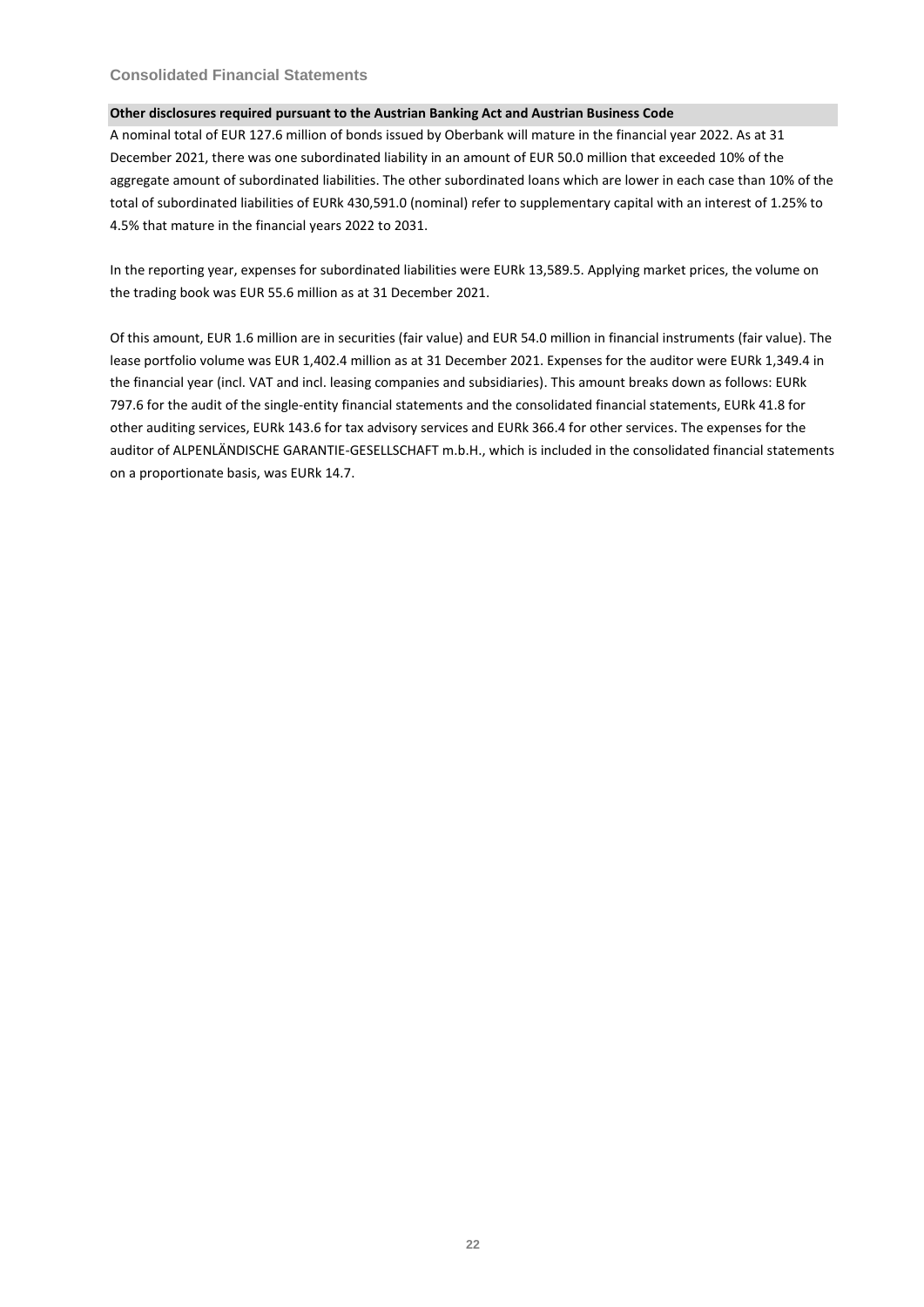## Other disclosures required pursuant to the Austrian Banking Act and Austrian Business Code

A nominal total of EUR 127.6 million of bonds issued by Oberbank will mature in the financial year 2022. As at 31 December 2021, there was one subordinated liability in an amount of EUR 50.0 million that exceeded 10% of the aggregate amount of subordinated liabilities. The other subordinated loans which are lower in each case than 10% of the total of subordinated liabilities of EURk 430,591.0 (nominal) refer to supplementary capital with an interest of 1.25% to 4.5% that mature in the financial years 2022 to 2031.

In the reporting year, expenses for subordinated liabilities were EURk 13,589.5. Applying market prices, the volume on the trading book was EUR 55.6 million as at 31 December 2021.

Of this amount, EUR 1.6 million are in securities (fair value) and EUR 54.0 million in financial instruments (fair value). The lease portfolio volume was EUR 1,402.4 million as at 31 December 2021. Expenses for the auditor were EURk 1,349.4 in the financial year (incl. VAT and incl. leasing companies and subsidiaries). This amount breaks down as follows: EURk 797.6 for the audit of the single-entity financial statements and the consolidated financial statements, EURk 41.8 for other auditing services, EURk 143.6 for tax advisory services and EURk 366.4 for other services. The expenses for the auditor of ALPENLÄNDISCHE GARANTIE-GESELLSCHAFT m.b.H., which is included in the consolidated financial statements on a proportionate basis, was EURk 14.7.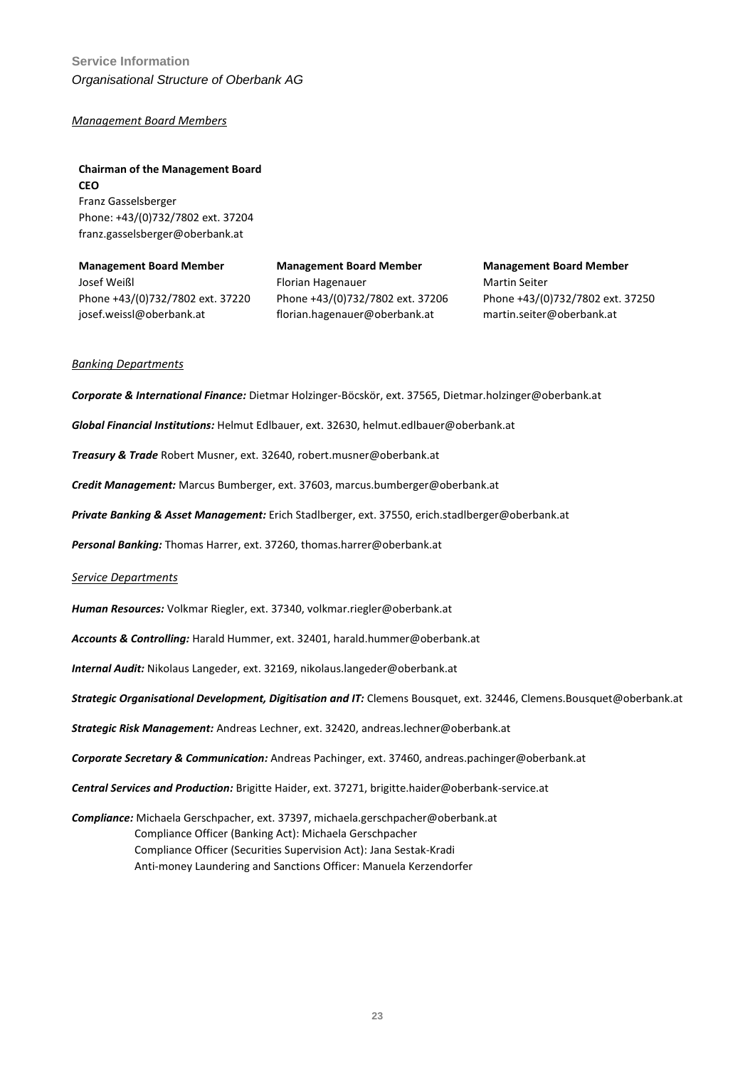## Service Information

*Organisational Structure of Oberbank AG*

### *Management Board Members*

**Chairman of the Management Board**
**CEO**
Franz Gasselsberger
Phone: +43/(0)732/7802 ext. 37204
franz.gasselsberger@oberbank.at

**Management Board Member**
Josef Weißl
Phone +43/(0)732/7802 ext. 37220
josef.weissl@oberbank.at

**Management Board Member**
Florian Hagenauer
Phone +43/(0)732/7802 ext. 37206
florian.hagenauer@oberbank.at

**Management Board Member**
Martin Seiter
Phone +43/(0)732/7802 ext. 37250
martin.seiter@oberbank.at

### *Banking Departments*

***Corporate & International Finance:*** Dietmar Holzinger-Böcskör, ext. 37565, Dietmar.holzinger@oberbank.at

***Global Financial Institutions:*** Helmut Edlbauer, ext. 32630, helmut.edlbauer@oberbank.at

***Treasury & Trade*** Robert Musner, ext. 32640, robert.musner@oberbank.at

***Credit Management:*** Marcus Bumberger, ext. 37603, marcus.bumberger@oberbank.at

***Private Banking & Asset Management:*** Erich Stadlberger, ext. 37550, erich.stadlberger@oberbank.at

***Personal Banking:*** Thomas Harrer, ext. 37260, thomas.harrer@oberbank.at

### *Service Departments*

***Human Resources:*** Volkmar Riegler, ext. 37340, volkmar.riegler@oberbank.at

***Accounts & Controlling:*** Harald Hummer, ext. 32401, harald.hummer@oberbank.at

***Internal Audit:*** Nikolaus Langeder, ext. 32169, nikolaus.langeder@oberbank.at

***Strategic Organisational Development, Digitisation and IT:*** Clemens Bousquet, ext. 32446, Clemens.Bousquet@oberbank.at

***Strategic Risk Management:*** Andreas Lechner, ext. 32420, andreas.lechner@oberbank.at

***Corporate Secretary & Communication:*** Andreas Pachinger, ext. 37460, andreas.pachinger@oberbank.at

***Central Services and Production:*** Brigitte Haider, ext. 37271, brigitte.haider@oberbank-service.at

***Compliance:*** Michaela Gerschpacher, ext. 37397, michaela.gerschpacher@oberbank.at
Compliance Officer (Banking Act): Michaela Gerschpacher
Compliance Officer (Securities Supervision Act): Jana Sestak-Kradi
Anti-money Laundering and Sanctions Officer: Manuela Kerzendorfer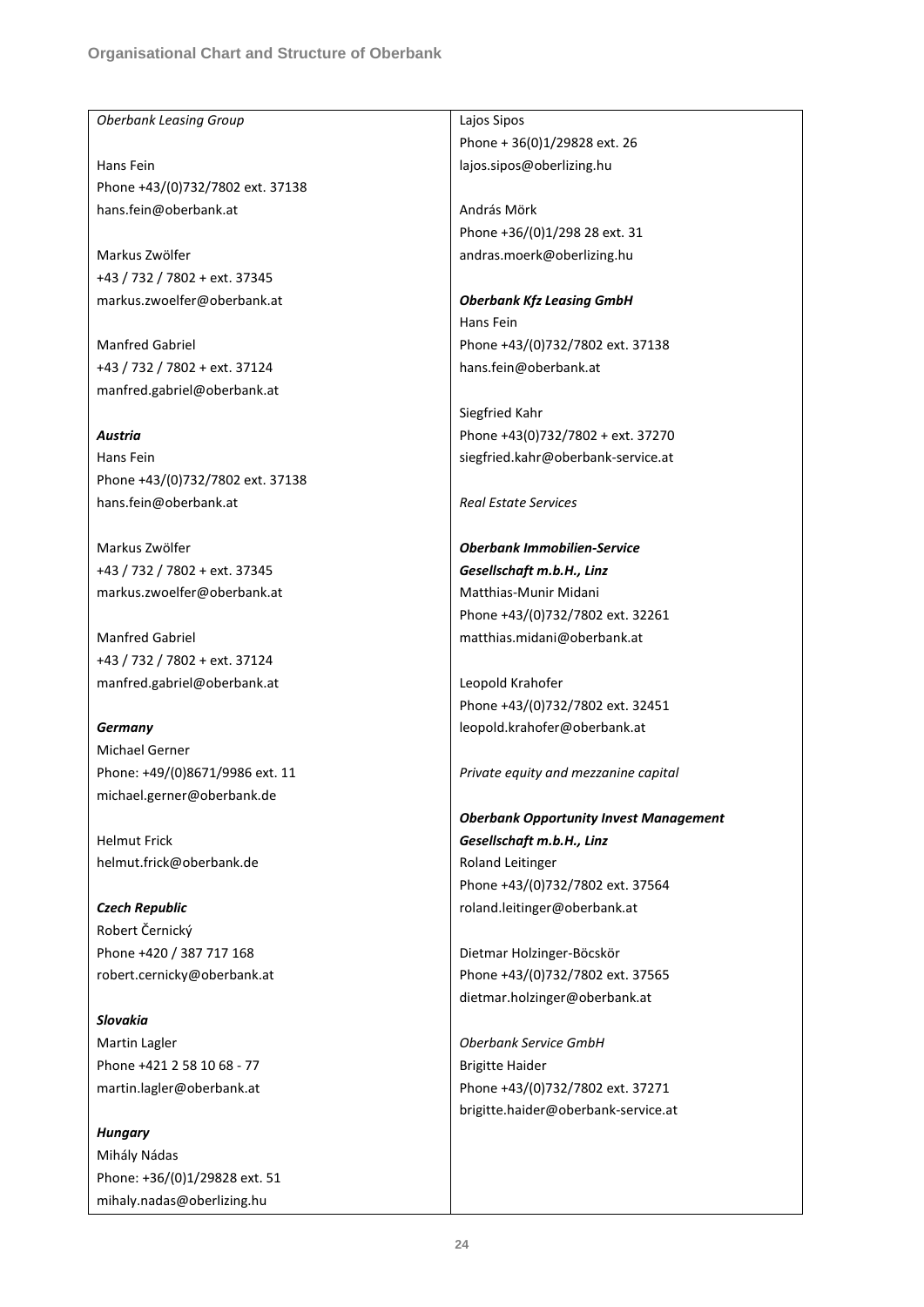## Organisational Chart and Structure of Oberbank

*Oberbank Leasing Group*

Hans Fein
Phone +43/(0)732/7802 ext. 37138
hans.fein@oberbank.at

Markus Zwölfer
+43 / 732 / 7802 + ext. 37345
markus.zwoelfer@oberbank.at

Manfred Gabriel
+43 / 732 / 7802 + ext. 37124
manfred.gabriel@oberbank.at

***Austria***
Hans Fein
Phone +43/(0)732/7802 ext. 37138
hans.fein@oberbank.at

Markus Zwölfer
+43 / 732 / 7802 + ext. 37345
markus.zwoelfer@oberbank.at

Manfred Gabriel
+43 / 732 / 7802 + ext. 37124
manfred.gabriel@oberbank.at

***Germany***
Michael Gerner
Phone: +49/(0)8671/9986 ext. 11
michael.gerner@oberbank.de

Helmut Frick
helmut.frick@oberbank.de

***Czech Republic***
Robert Černický
Phone +420 / 387 717 168
robert.cernicky@oberbank.at

***Slovakia***
Martin Lagler
Phone +421 2 58 10 68 - 77
martin.lagler@oberbank.at

***Hungary***
Mihály Nádas
Phone: +36/(0)1/29828 ext. 51
mihaly.nadas@oberlizing.hu

Lajos Sipos
Phone + 36(0)1/29828 ext. 26
lajos.sipos@oberlizing.hu

András Mörk
Phone +36/(0)1/298 28 ext. 31
andras.moerk@oberlizing.hu

***Oberbank Kfz Leasing GmbH***
Hans Fein
Phone +43/(0)732/7802 ext. 37138
hans.fein@oberbank.at

Siegfried Kahr
Phone +43(0)732/7802 + ext. 37270
siegfried.kahr@oberbank-service.at

*Real Estate Services*

***Oberbank Immobilien-Service Gesellschaft m.b.H., Linz***
Matthias-Munir Midani
Phone +43/(0)732/7802 ext. 32261
matthias.midani@oberbank.at

Leopold Krahofer
Phone +43/(0)732/7802 ext. 32451
leopold.krahofer@oberbank.at

*Private equity and mezzanine capital*

***Oberbank Opportunity Invest Management Gesellschaft m.b.H., Linz***
Roland Leitinger
Phone +43/(0)732/7802 ext. 37564
roland.leitinger@oberbank.at

Dietmar Holzinger-Böcskör
Phone +43/(0)732/7802 ext. 37565
dietmar.holzinger@oberbank.at

*Oberbank Service GmbH*
Brigitte Haider
Phone +43/(0)732/7802 ext. 37271
brigitte.haider@oberbank-service.at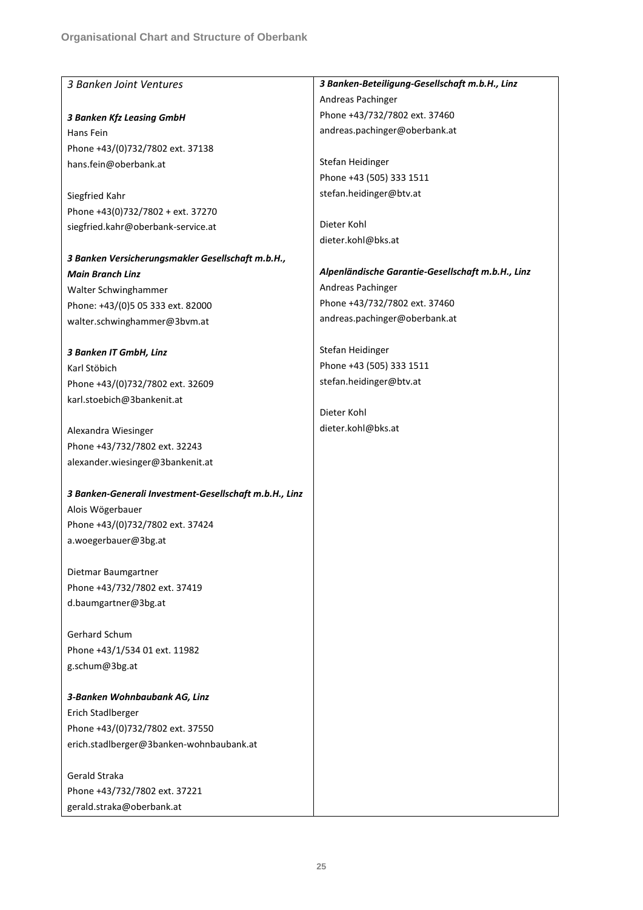*3 Banken Joint Ventures*

***3 Banken Kfz Leasing GmbH***
Hans Fein
Phone +43/(0)732/7802 ext. 37138
hans.fein@oberbank.at

Siegfried Kahr
Phone +43(0)732/7802 + ext. 37270
siegfried.kahr@oberbank-service.at

***3 Banken Versicherungsmakler Gesellschaft m.b.H., Main Branch Linz***
Walter Schwinghammer
Phone: +43/(0)5 05 333 ext. 82000
walter.schwinghammer@3bvm.at

***3 Banken IT GmbH, Linz***
Karl Stöbich
Phone +43/(0)732/7802 ext. 32609
karl.stoebich@3bankenit.at

Alexandra Wiesinger
Phone +43/732/7802 ext. 32243
alexander.wiesinger@3bankenit.at

***3 Banken-Generali Investment-Gesellschaft m.b.H., Linz***
Alois Wögerbauer
Phone +43/(0)732/7802 ext. 37424
a.woegerbauer@3bg.at

Dietmar Baumgartner
Phone +43/732/7802 ext. 37419
d.baumgartner@3bg.at

Gerhard Schum
Phone +43/1/534 01 ext. 11982
g.schum@3bg.at

***3-Banken Wohnbaubank AG, Linz***
Erich Stadlberger
Phone +43/(0)732/7802 ext. 37550
erich.stadlberger@3banken-wohnbaubank.at

Gerald Straka
Phone +43/732/7802 ext. 37221
gerald.straka@oberbank.at

***3 Banken-Beteiligung-Gesellschaft m.b.H., Linz***
Andreas Pachinger
Phone +43/732/7802 ext. 37460
andreas.pachinger@oberbank.at

Stefan Heidinger
Phone +43 (505) 333 1511
stefan.heidinger@btv.at

Dieter Kohl
dieter.kohl@bks.at

***Alpenländische Garantie-Gesellschaft m.b.H., Linz***
Andreas Pachinger
Phone +43/732/7802 ext. 37460
andreas.pachinger@oberbank.at

Stefan Heidinger
Phone +43 (505) 333 1511
stefan.heidinger@btv.at

Dieter Kohl
dieter.kohl@bks.at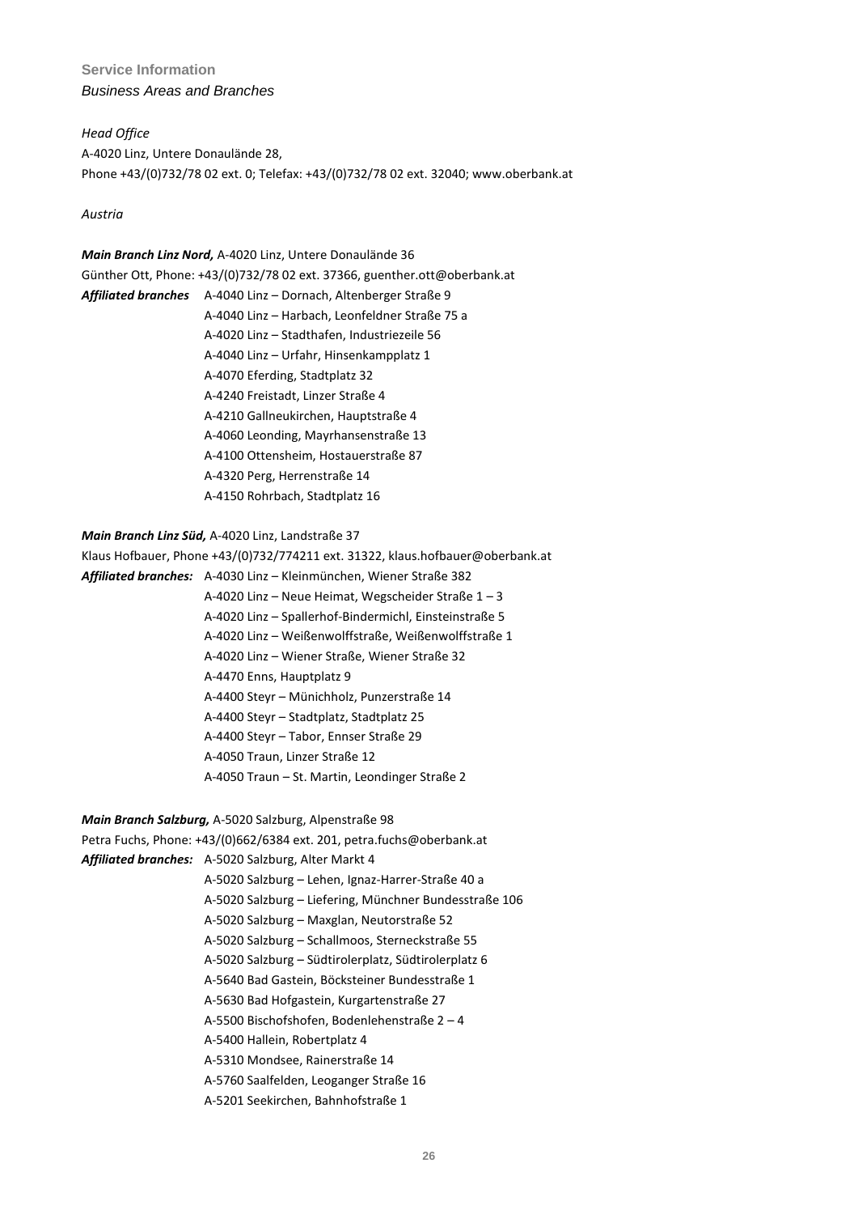## Service Information

*Business Areas and Branches*

*Head Office*

A-4020 Linz, Untere Donaulände 28,
Phone +43/(0)732/78 02 ext. 0; Telefax: +43/(0)732/78 02 ext. 32040; www.oberbank.at

*Austria*

***Main Branch Linz Nord,*** A-4020 Linz, Untere Donaulände 36
Günther Ott, Phone: +43/(0)732/78 02 ext. 37366, guenther.ott@oberbank.at

***Affiliated branches***

- A-4040 Linz – Dornach, Altenberger Straße 9
- A-4040 Linz – Harbach, Leonfeldner Straße 75 a
- A-4020 Linz – Stadthafen, Industriezeile 56
- A-4040 Linz – Urfahr, Hinsenkampplatz 1
- A-4070 Eferding, Stadtplatz 32
- A-4240 Freistadt, Linzer Straße 4
- A-4210 Gallneukirchen, Hauptstraße 4
- A-4060 Leonding, Mayrhansenstraße 13
- A-4100 Ottensheim, Hostauerstraße 87
- A-4320 Perg, Herrenstraße 14
- A-4150 Rohrbach, Stadtplatz 16

***Main Branch Linz Süd,*** A-4020 Linz, Landstraße 37
Klaus Hofbauer, Phone +43/(0)732/774211 ext. 31322, klaus.hofbauer@oberbank.at

***Affiliated branches:***

- A-4030 Linz – Kleinmünchen, Wiener Straße 382
- A-4020 Linz – Neue Heimat, Wegscheider Straße 1 – 3
- A-4020 Linz – Spallerhof-Bindermichl, Einsteinstraße 5
- A-4020 Linz – Weißenwolffstraße, Weißenwolffstraße 1
- A-4020 Linz – Wiener Straße, Wiener Straße 32
- A-4470 Enns, Hauptplatz 9
- A-4400 Steyr – Münichholz, Punzerstraße 14
- A-4400 Steyr – Stadtplatz, Stadtplatz 25
- A-4400 Steyr – Tabor, Ennser Straße 29
- A-4050 Traun, Linzer Straße 12
- A-4050 Traun – St. Martin, Leondinger Straße 2

***Main Branch Salzburg,*** A-5020 Salzburg, Alpenstraße 98
Petra Fuchs, Phone: +43/(0)662/6384 ext. 201, petra.fuchs@oberbank.at

***Affiliated branches:***

- A-5020 Salzburg, Alter Markt 4
- A-5020 Salzburg – Lehen, Ignaz-Harrer-Straße 40 a
- A-5020 Salzburg – Liefering, Münchner Bundesstraße 106
- A-5020 Salzburg – Maxglan, Neutorstraße 52
- A-5020 Salzburg – Schallmoos, Sterneckstraße 55
- A-5020 Salzburg – Südtirolerplatz, Südtirolerplatz 6
- A-5640 Bad Gastein, Böcksteiner Bundesstraße 1
- A-5630 Bad Hofgastein, Kurgartenstraße 27
- A-5500 Bischofshofen, Bodenlehenstraße 2 – 4
- A-5400 Hallein, Robertplatz 4
- A-5310 Mondsee, Rainerstraße 14
- A-5760 Saalfelden, Leoganger Straße 16
- A-5201 Seekirchen, Bahnhofstraße 1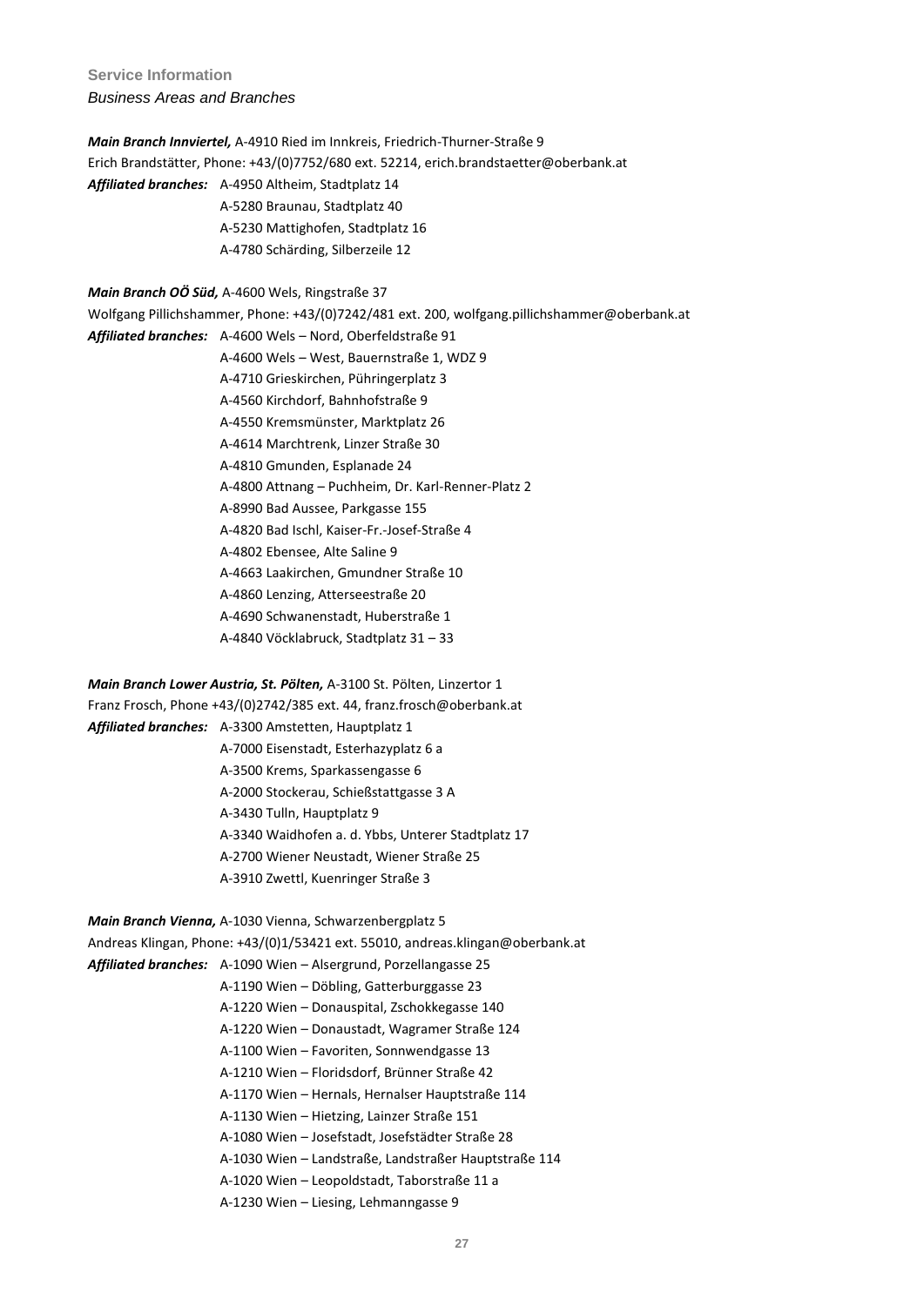**Service Information**

*Business Areas and Branches*

***Main Branch Innviertel,*** A-4910 Ried im Innkreis, Friedrich-Thurner-Straße 9
Erich Brandstätter, Phone: +43/(0)7752/680 ext. 52214, erich.brandstaetter@oberbank.at

***Affiliated branches:***
A-4950 Altheim, Stadtplatz 14
A-5280 Braunau, Stadtplatz 40
A-5230 Mattighofen, Stadtplatz 16
A-4780 Schärding, Silberzeile 12

***Main Branch OÖ Süd,*** A-4600 Wels, Ringstraße 37
Wolfgang Pillichshammer, Phone: +43/(0)7242/481 ext. 200, wolfgang.pillichshammer@oberbank.at

***Affiliated branches:***
A-4600 Wels – Nord, Oberfeldstraße 91
A-4600 Wels – West, Bauernstraße 1, WDZ 9
A-4710 Grieskirchen, Pühringerplatz 3
A-4560 Kirchdorf, Bahnhofstraße 9
A-4550 Kremsmünster, Marktplatz 26
A-4614 Marchtrenk, Linzer Straße 30
A-4810 Gmunden, Esplanade 24
A-4800 Attnang – Puchheim, Dr. Karl-Renner-Platz 2
A-8990 Bad Aussee, Parkgasse 155
A-4820 Bad Ischl, Kaiser-Fr.-Josef-Straße 4
A-4802 Ebensee, Alte Saline 9
A-4663 Laakirchen, Gmundner Straße 10
A-4860 Lenzing, Atterseestraße 20
A-4690 Schwanenstadt, Huberstraße 1
A-4840 Vöcklabruck, Stadtplatz 31 – 33

***Main Branch Lower Austria, St. Pölten,*** A-3100 St. Pölten, Linzertor 1
Franz Frosch, Phone +43/(0)2742/385 ext. 44, franz.frosch@oberbank.at

***Affiliated branches:***
A-3300 Amstetten, Hauptplatz 1
A-7000 Eisenstadt, Esterhazyplatz 6 a
A-3500 Krems, Sparkassengasse 6
A-2000 Stockerau, Schießstattgasse 3 A
A-3430 Tulln, Hauptplatz 9
A-3340 Waidhofen a. d. Ybbs, Unterer Stadtplatz 17
A-2700 Wiener Neustadt, Wiener Straße 25
A-3910 Zwettl, Kuenringer Straße 3

***Main Branch Vienna,*** A-1030 Vienna, Schwarzenbergplatz 5
Andreas Klingan, Phone: +43/(0)1/53421 ext. 55010, andreas.klingan@oberbank.at

***Affiliated branches:***
A-1090 Wien – Alsergrund, Porzellangasse 25
A-1190 Wien – Döbling, Gatterburggasse 23
A-1220 Wien – Donauspital, Zschokkegasse 140
A-1220 Wien – Donaustadt, Wagramer Straße 124
A-1100 Wien – Favoriten, Sonnwendgasse 13
A-1210 Wien – Floridsdorf, Brünner Straße 42
A-1170 Wien – Hernals, Hernalser Hauptstraße 114
A-1130 Wien – Hietzing, Lainzer Straße 151
A-1080 Wien – Josefstadt, Josefstädter Straße 28
A-1030 Wien – Landstraße, Landstraßer Hauptstraße 114
A-1020 Wien – Leopoldstadt, Taborstraße 11 a
A-1230 Wien – Liesing, Lehmanngasse 9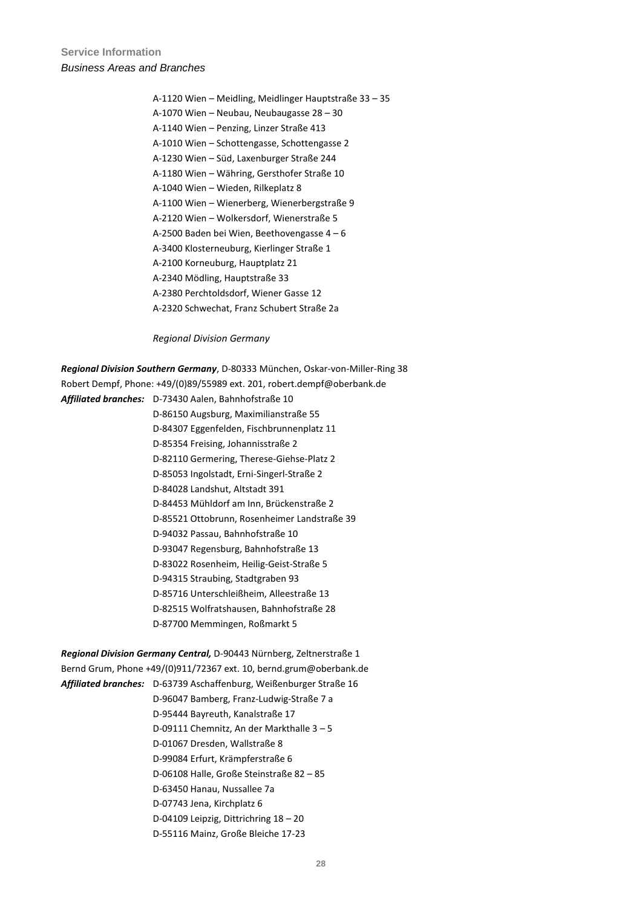**Service Information**

*Business Areas and Branches*

A-1120 Wien – Meidling, Meidlinger Hauptstraße 33 – 35
A-1070 Wien – Neubau, Neubaugasse 28 – 30
A-1140 Wien – Penzing, Linzer Straße 413
A-1010 Wien – Schottengasse, Schottengasse 2
A-1230 Wien – Süd, Laxenburger Straße 244
A-1180 Wien – Währing, Gersthofer Straße 10
A-1040 Wien – Wieden, Rilkeplatz 8
A-1100 Wien – Wienerberg, Wienerbergstraße 9
A-2120 Wien – Wolkersdorf, Wienerstraße 5
A-2500 Baden bei Wien, Beethovengasse 4 – 6
A-3400 Klosterneuburg, Kierlinger Straße 1
A-2100 Korneuburg, Hauptplatz 21
A-2340 Mödling, Hauptstraße 33
A-2380 Perchtoldsdorf, Wiener Gasse 12
A-2320 Schwechat, Franz Schubert Straße 2a

*Regional Division Germany*

***Regional Division Southern Germany***, D-80333 München, Oskar-von-Miller-Ring 38
Robert Dempf, Phone: +49/(0)89/55989 ext. 201, robert.dempf@oberbank.de

***Affiliated branches:***
D-73430 Aalen, Bahnhofstraße 10
D-86150 Augsburg, Maximilianstraße 55
D-84307 Eggenfelden, Fischbrunnenplatz 11
D-85354 Freising, Johannisstraße 2
D-82110 Germering, Therese-Giehse-Platz 2
D-85053 Ingolstadt, Erni-Singerl-Straße 2
D-84028 Landshut, Altstadt 391
D-84453 Mühldorf am Inn, Brückenstraße 2
D-85521 Ottobrunn, Rosenheimer Landstraße 39
D-94032 Passau, Bahnhofstraße 10
D-93047 Regensburg, Bahnhofstraße 13
D-83022 Rosenheim, Heilig-Geist-Straße 5
D-94315 Straubing, Stadtgraben 93
D-85716 Unterschleißheim, Alleestraße 13
D-82515 Wolfratshausen, Bahnhofstraße 28
D-87700 Memmingen, Roßmarkt 5

***Regional Division Germany Central,*** D-90443 Nürnberg, Zeltnerstraße 1
Bernd Grum, Phone +49/(0)911/72367 ext. 10, bernd.grum@oberbank.de

***Affiliated branches:***
D-63739 Aschaffenburg, Weißenburger Straße 16
D-96047 Bamberg, Franz-Ludwig-Straße 7 a
D-95444 Bayreuth, Kanalstraße 17
D-09111 Chemnitz, An der Markthalle 3 – 5
D-01067 Dresden, Wallstraße 8
D-99084 Erfurt, Krämpferstraße 6
D-06108 Halle, Große Steinstraße 82 – 85
D-63450 Hanau, Nussallee 7a
D-07743 Jena, Kirchplatz 6
D-04109 Leipzig, Dittrichring 18 – 20
D-55116 Mainz, Große Bleiche 17-23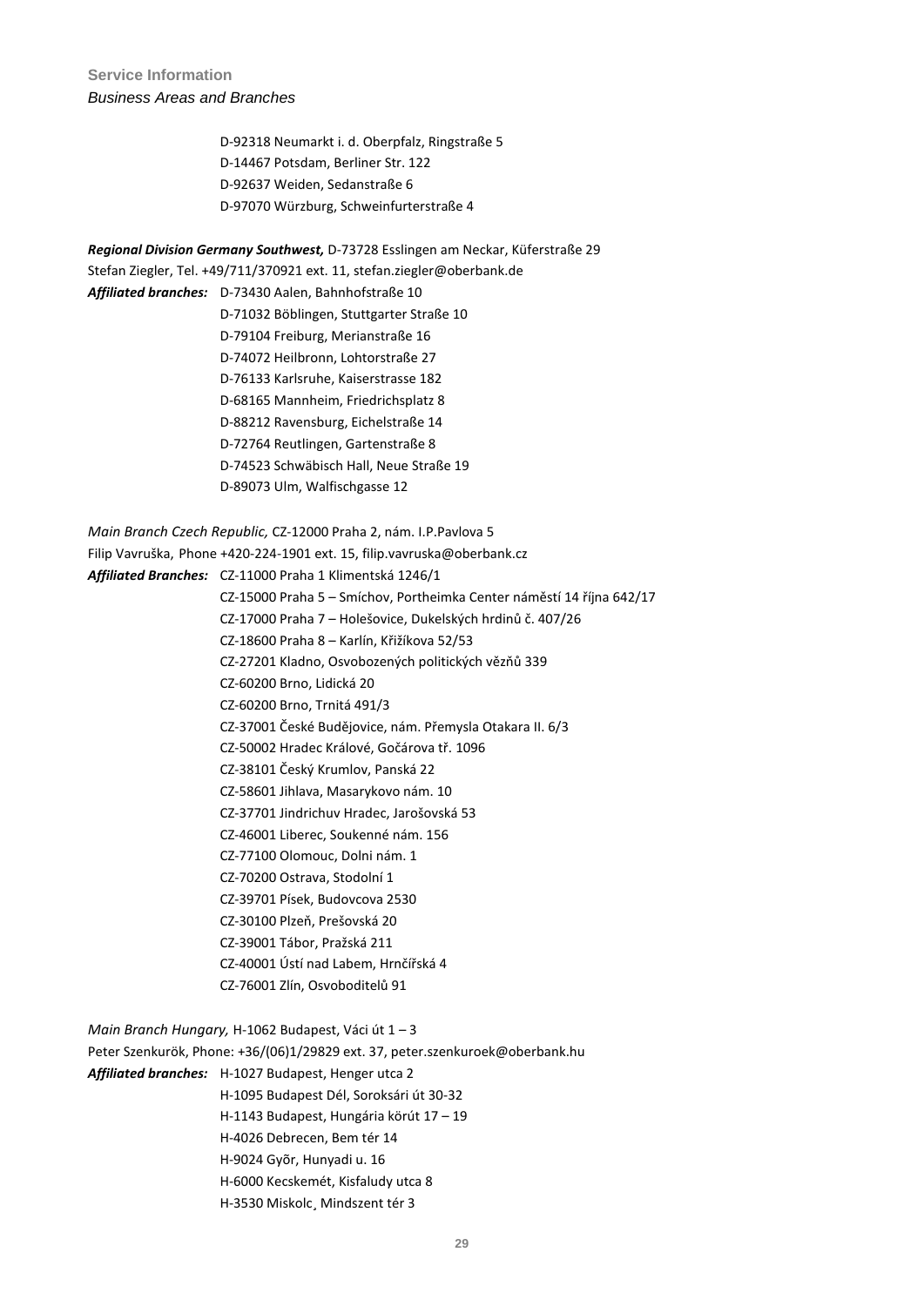**Service Information**

*Business Areas and Branches*

D-92318 Neumarkt i. d. Oberpfalz, Ringstraße 5
D-14467 Potsdam, Berliner Str. 122
D-92637 Weiden, Sedanstraße 6
D-97070 Würzburg, Schweinfurterstraße 4

***Regional Division Germany Southwest,*** D-73728 Esslingen am Neckar, Küferstraße 29
Stefan Ziegler, Tel. +49/711/370921 ext. 11, stefan.ziegler@oberbank.de

***Affiliated branches:*** D-73430 Aalen, Bahnhofstraße 10
D-71032 Böblingen, Stuttgarter Straße 10
D-79104 Freiburg, Merianstraße 16
D-74072 Heilbronn, Lohtorstraße 27
D-76133 Karlsruhe, Kaiserstrasse 182
D-68165 Mannheim, Friedrichsplatz 8
D-88212 Ravensburg, Eichelstraße 14
D-72764 Reutlingen, Gartenstraße 8
D-74523 Schwäbisch Hall, Neue Straße 19
D-89073 Ulm, Walfischgasse 12

*Main Branch Czech Republic,* CZ-12000 Praha 2, nám. I.P.Pavlova 5
Filip Vavruška, Phone +420-224-1901 ext. 15, filip.vavruska@oberbank.cz

***Affiliated Branches:*** CZ-11000 Praha 1 Klimentská 1246/1
CZ-15000 Praha 5 – Smíchov, Portheimka Center náměstí 14 října 642/17
CZ-17000 Praha 7 – Holešovice, Dukelských hrdinů č. 407/26
CZ-18600 Praha 8 – Karlín, Křižíkova 52/53
CZ-27201 Kladno, Osvobozených politických vězňů 339
CZ-60200 Brno, Lidická 20
CZ-60200 Brno, Trnitá 491/3
CZ-37001 České Budějovice, nám. Přemysla Otakara II. 6/3
CZ-50002 Hradec Králové, Gočárova tř. 1096
CZ-38101 Český Krumlov, Panská 22
CZ-58601 Jihlava, Masarykovo nám. 10
CZ-37701 Jindrichuv Hradec, Jarošovská 53
CZ-46001 Liberec, Soukenné nám. 156
CZ-77100 Olomouc, Dolni nám. 1
CZ-70200 Ostrava, Stodolní 1
CZ-39701 Písek, Budovcova 2530
CZ-30100 Plzeň, Prešovská 20
CZ-39001 Tábor, Pražská 211
CZ-40001 Ústí nad Labem, Hrnčířská 4
CZ-76001 Zlín, Osvoboditelů 91

*Main Branch Hungary,* H-1062 Budapest, Váci út 1 – 3
Peter Szenkurök, Phone: +36/(06)1/29829 ext. 37, peter.szenkuroek@oberbank.hu

***Affiliated branches:*** H-1027 Budapest, Henger utca 2
H-1095 Budapest Dél, Soroksári út 30-32
H-1143 Budapest, Hungária körút 17 – 19
H-4026 Debrecen, Bem tér 14
H-9024 Gyõr, Hunyadi u. 16
H-6000 Kecskemét, Kisfaludy utca 8
H-3530 Miskolc¸ Mindszent tér 3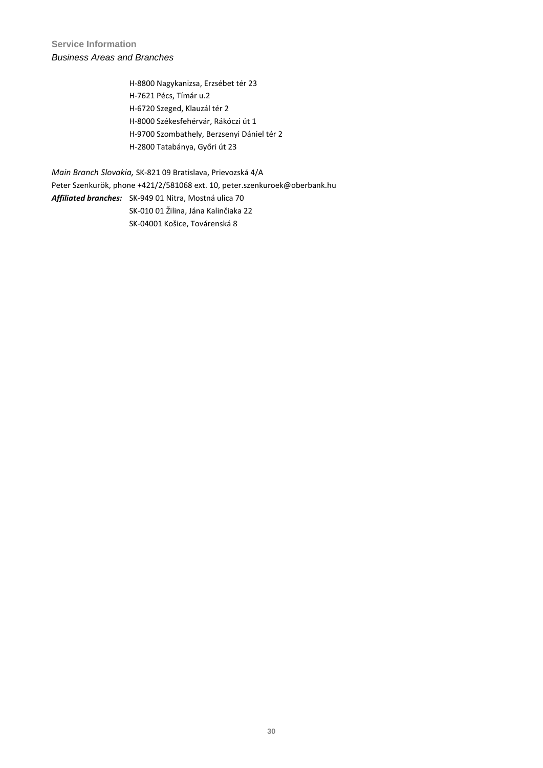**Service Information**

*Business Areas and Branches*

H-8800 Nagykanizsa, Erzsébet tér 23
H-7621 Pécs, Tímár u.2
H-6720 Szeged, Klauzál tér 2
H-8000 Székesfehérvár, Rákóczi út 1
H-9700 Szombathely, Berzsenyi Dániel tér 2
H-2800 Tatabánya, Győri út 23

*Main Branch Slovakia,* SK-821 09 Bratislava, Prievozská 4/A
Peter Szenkurök, phone +421/2/581068 ext. 10, peter.szenkuroek@oberbank.hu

***Affiliated branches:*** SK-949 01 Nitra, Mostná ulica 70
SK-010 01 Žilina, Jána Kalinčiaka 22
SK-04001 Košice, Továrenská 8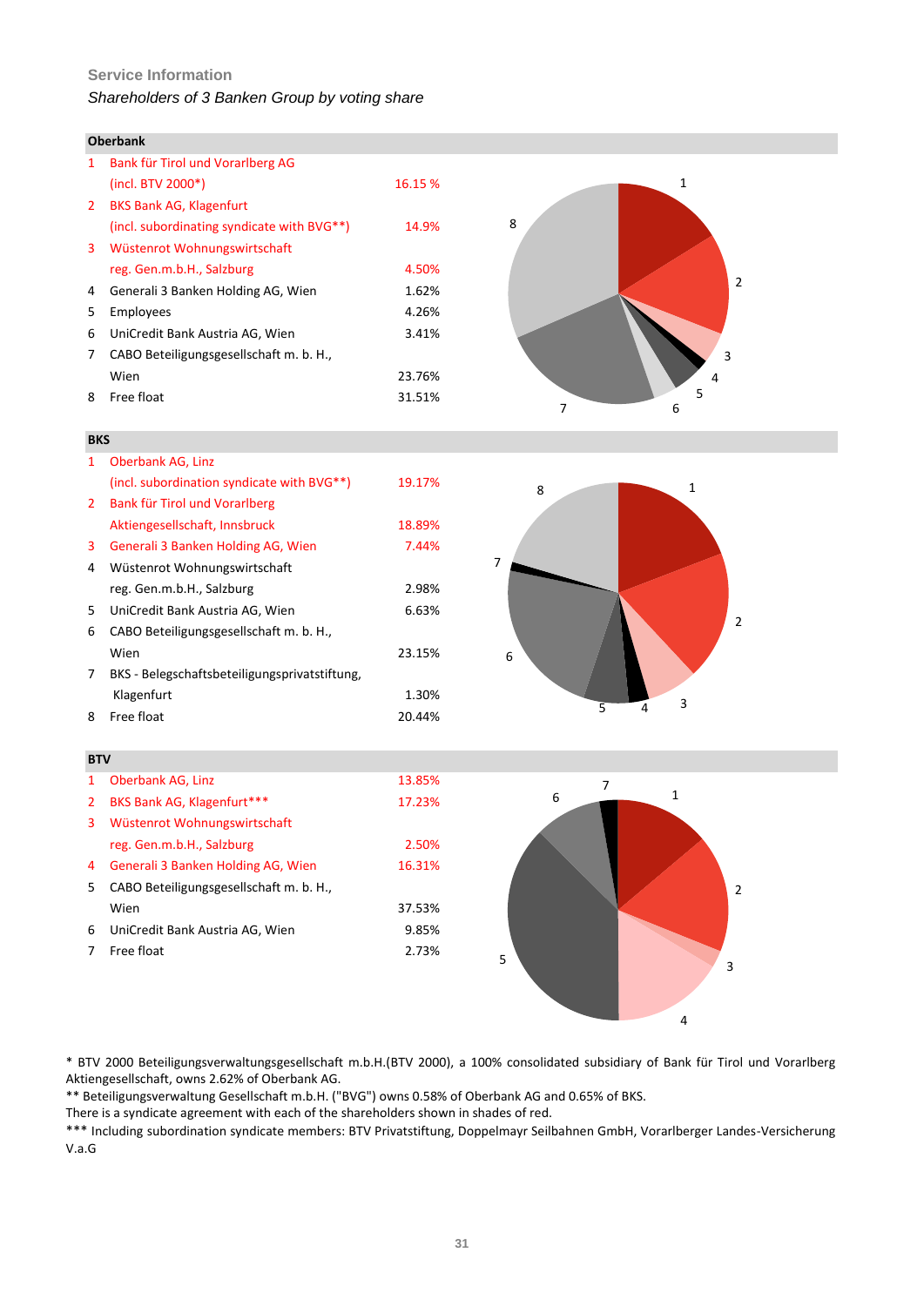Service Information

*Shareholders of 3 Banken Group by voting share*

**Oberbank**

| | | |
|---|---|---|
| 1 | Bank für Tirol und Vorarlberg AG (incl. BTV 2000*) | 16.15 % |
| 2 | BKS Bank AG, Klagenfurt (incl. subordinating syndicate with BVG**) | 14.9% |
| 3 | Wüstenrot Wohnungswirtschaft reg. Gen.m.b.H., Salzburg | 4.50% |
| 4 | Generali 3 Banken Holding AG, Wien | 1.62% |
| 5 | Employees | 4.26% |
| 6 | UniCredit Bank Austria AG, Wien | 3.41% |
| 7 | CABO Beteiligungsgesellschaft m. b. H., Wien | 23.76% |
| 8 | Free float | 31.51% |

**BKS**

| | | |
|---|---|---|
| 1 | Oberbank AG, Linz (incl. subordination syndicate with BVG**) | 19.17% |
| 2 | Bank für Tirol und Vorarlberg Aktiengesellschaft, Innsbruck | 18.89% |
| 3 | Generali 3 Banken Holding AG, Wien | 7.44% |
| 4 | Wüstenrot Wohnungswirtschaft reg. Gen.m.b.H., Salzburg | 2.98% |
| 5 | UniCredit Bank Austria AG, Wien | 6.63% |
| 6 | CABO Beteiligungsgesellschaft m. b. H., Wien | 23.15% |
| 7 | BKS - Belegschaftsbeteiligungsprivatstiftung, Klagenfurt | 1.30% |
| 8 | Free float | 20.44% |

**BTV**

| | | |
|---|---|---|
| 1 | Oberbank AG, Linz | 13.85% |
| 2 | BKS Bank AG, Klagenfurt*** | 17.23% |
| 3 | Wüstenrot Wohnungswirtschaft reg. Gen.m.b.H., Salzburg | 2.50% |
| 4 | Generali 3 Banken Holding AG, Wien | 16.31% |
| 5 | CABO Beteiligungsgesellschaft m. b. H., Wien | 37.53% |
| 6 | UniCredit Bank Austria AG, Wien | 9.85% |
| 7 | Free float | 2.73% |

* BTV 2000 Beteiligungsverwaltungsgesellschaft m.b.H.(BTV 2000), a 100% consolidated subsidiary of Bank für Tirol und Vorarlberg Aktiengesellschaft, owns 2.62% of Oberbank AG.

** Beteiligungsverwaltung Gesellschaft m.b.H. ("BVG") owns 0.58% of Oberbank AG and 0.65% of BKS.

There is a syndicate agreement with each of the shareholders shown in shades of red.

*** Including subordination syndicate members: BTV Privatstiftung, Doppelmayr Seilbahnen GmbH, Vorarlberger Landes-Versicherung V.a.G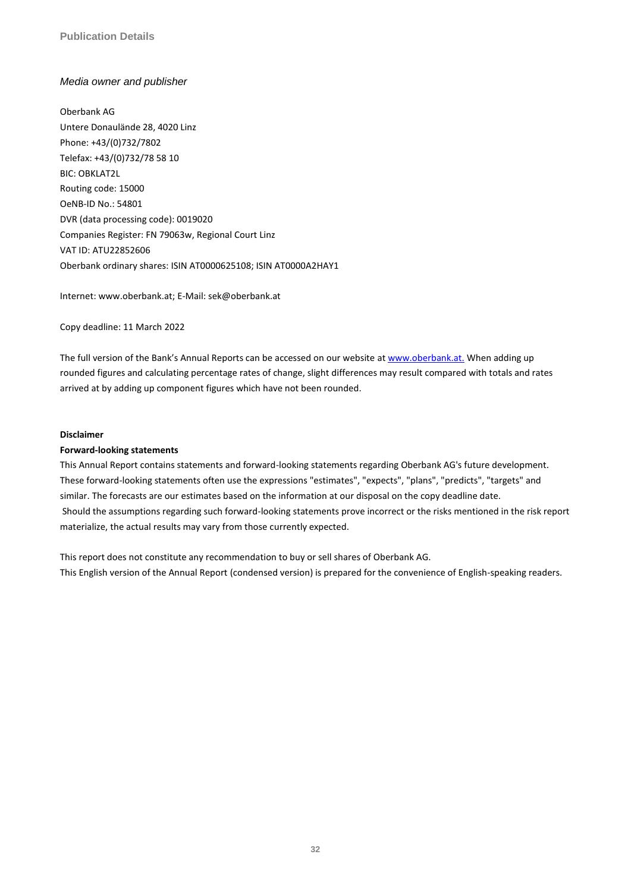# Publication Details

*Media owner and publisher*

Oberbank AG
Untere Donaulände 28, 4020 Linz
Phone: +43/(0)732/7802
Telefax: +43/(0)732/78 58 10
BIC: OBKLAT2L
Routing code: 15000
OeNB-ID No.: 54801
DVR (data processing code): 0019020
Companies Register: FN 79063w, Regional Court Linz
VAT ID: ATU22852606
Oberbank ordinary shares: ISIN AT0000625108; ISIN AT0000A2HAY1

Internet: www.oberbank.at; E-Mail: sek@oberbank.at

Copy deadline: 11 March 2022

The full version of the Bank's Annual Reports can be accessed on our website at www.oberbank.at. When adding up rounded figures and calculating percentage rates of change, slight differences may result compared with totals and rates arrived at by adding up component figures which have not been rounded.

**Disclaimer**

**Forward-looking statements**

This Annual Report contains statements and forward-looking statements regarding Oberbank AG's future development. These forward-looking statements often use the expressions "estimates", "expects", "plans", "predicts", "targets" and similar. The forecasts are our estimates based on the information at our disposal on the copy deadline date.
Should the assumptions regarding such forward-looking statements prove incorrect or the risks mentioned in the risk report materialize, the actual results may vary from those currently expected.

This report does not constitute any recommendation to buy or sell shares of Oberbank AG.
This English version of the Annual Report (condensed version) is prepared for the convenience of English-speaking readers.